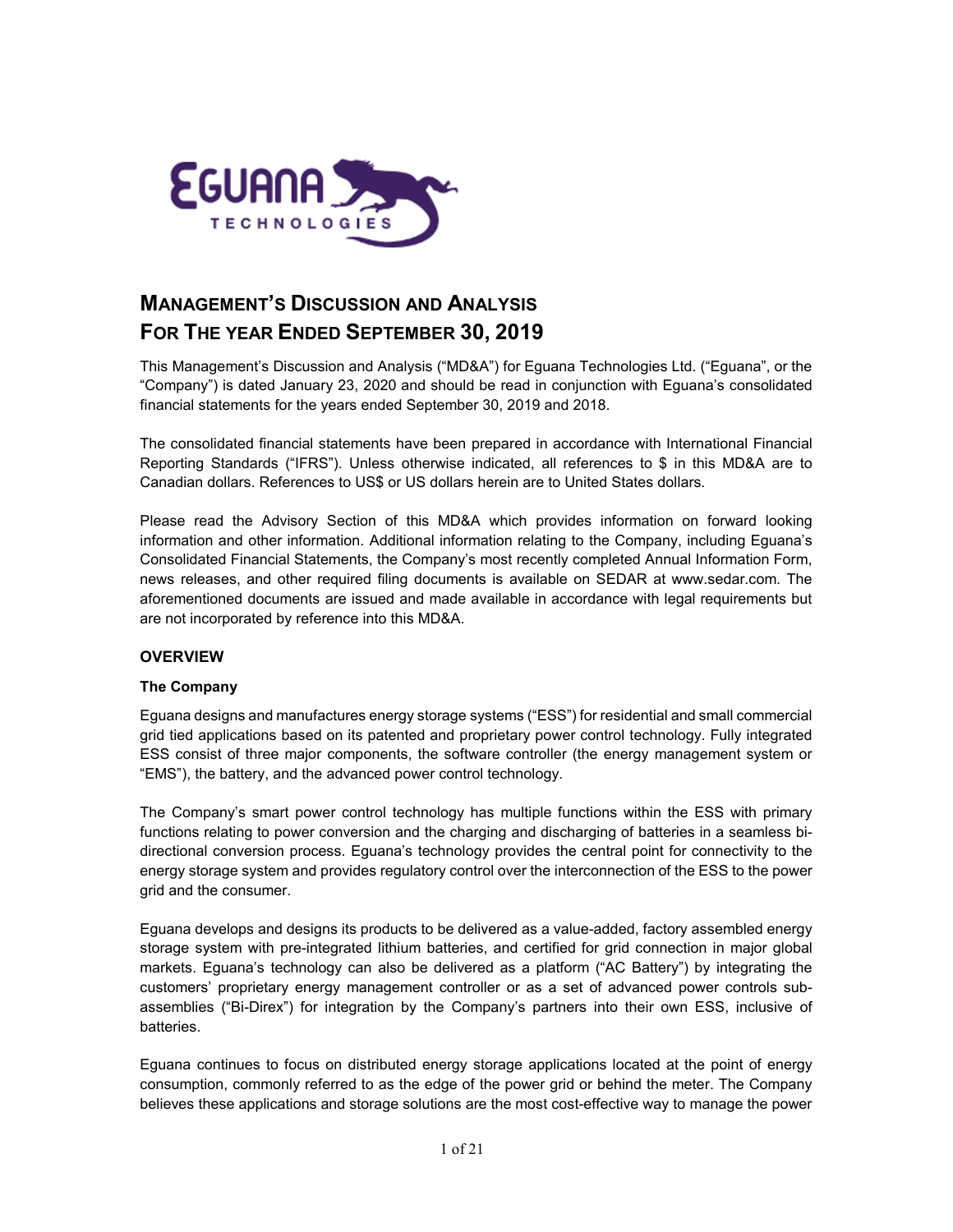# Management's Discussion and Analysis For The year Ended September 30, 2019

This Management's Discussion and Analysis ("MD&A") for Eguana Technologies Ltd. ("Eguana", or the "Company") is dated January 23, 2020 and should be read in conjunction with Eguana's consolidated financial statements for the years ended September 30, 2019 and 2018.

The consolidated financial statements have been prepared in accordance with International Financial Reporting Standards ("IFRS"). Unless otherwise indicated, all references to $ in this MD&A are to Canadian dollars. References to US$ or US dollars herein are to United States dollars.

Please read the Advisory Section of this MD&A which provides information on forward looking information and other information. Additional information relating to the Company, including Eguana's Consolidated Financial Statements, the Company's most recently completed Annual Information Form, news releases, and other required filing documents is available on SEDAR at www.sedar.com. The aforementioned documents are issued and made available in accordance with legal requirements but are not incorporated by reference into this MD&A.

## OVERVIEW

### The Company

Eguana designs and manufactures energy storage systems ("ESS") for residential and small commercial grid tied applications based on its patented and proprietary power control technology. Fully integrated ESS consist of three major components, the software controller (the energy management system or "EMS"), the battery, and the advanced power control technology.

The Company's smart power control technology has multiple functions within the ESS with primary functions relating to power conversion and the charging and discharging of batteries in a seamless bi-directional conversion process. Eguana's technology provides the central point for connectivity to the energy storage system and provides regulatory control over the interconnection of the ESS to the power grid and the consumer.

Eguana develops and designs its products to be delivered as a value-added, factory assembled energy storage system with pre-integrated lithium batteries, and certified for grid connection in major global markets. Eguana's technology can also be delivered as a platform ("AC Battery") by integrating the customers' proprietary energy management controller or as a set of advanced power controls sub-assemblies ("Bi-Direx") for integration by the Company's partners into their own ESS, inclusive of batteries.

Eguana continues to focus on distributed energy storage applications located at the point of energy consumption, commonly referred to as the edge of the power grid or behind the meter. The Company believes these applications and storage solutions are the most cost-effective way to manage the power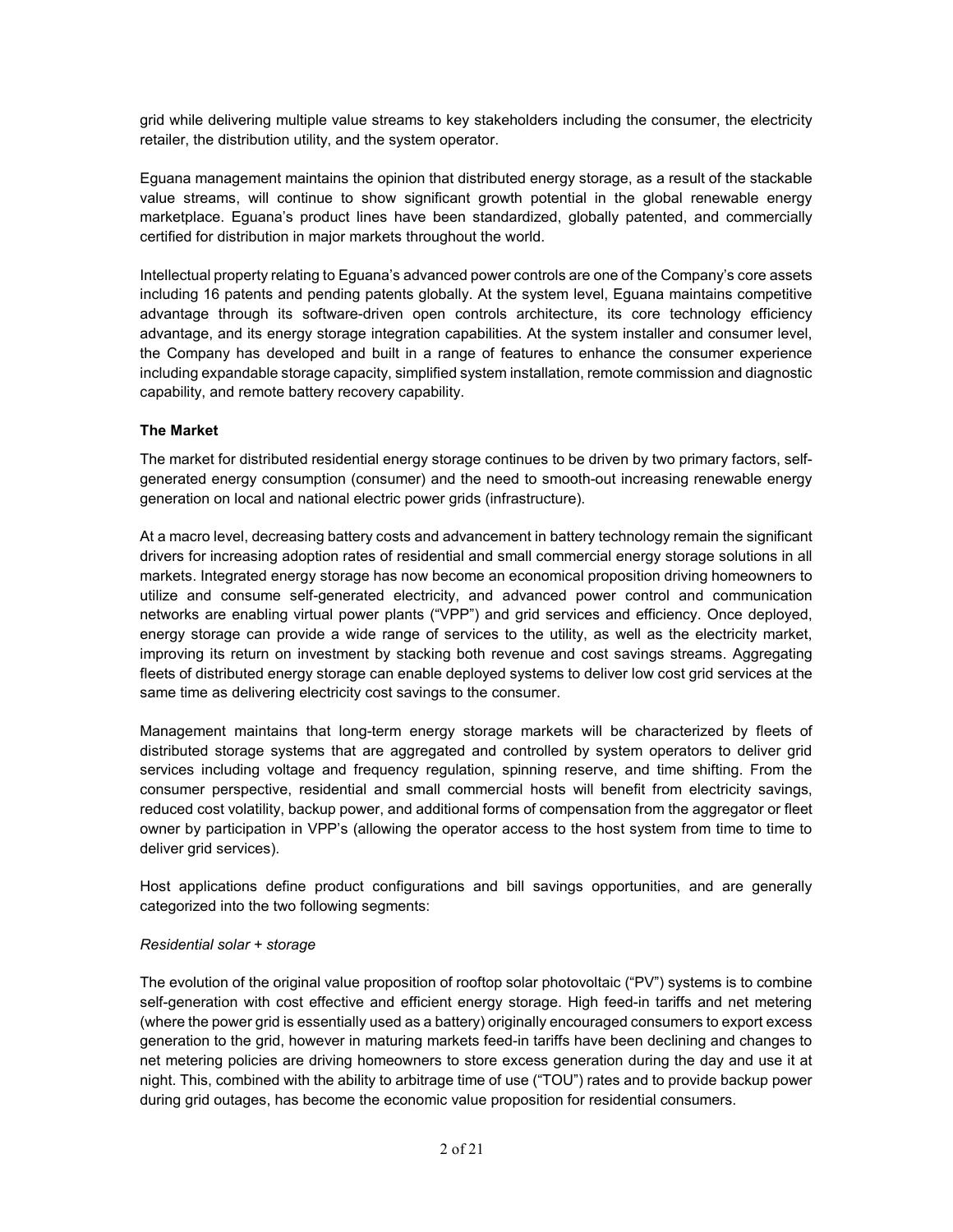grid while delivering multiple value streams to key stakeholders including the consumer, the electricity retailer, the distribution utility, and the system operator.

Eguana management maintains the opinion that distributed energy storage, as a result of the stackable value streams, will continue to show significant growth potential in the global renewable energy marketplace. Eguana's product lines have been standardized, globally patented, and commercially certified for distribution in major markets throughout the world.

Intellectual property relating to Eguana's advanced power controls are one of the Company's core assets including 16 patents and pending patents globally. At the system level, Eguana maintains competitive advantage through its software-driven open controls architecture, its core technology efficiency advantage, and its energy storage integration capabilities. At the system installer and consumer level, the Company has developed and built in a range of features to enhance the consumer experience including expandable storage capacity, simplified system installation, remote commission and diagnostic capability, and remote battery recovery capability.

**The Market**

The market for distributed residential energy storage continues to be driven by two primary factors, self-generated energy consumption (consumer) and the need to smooth-out increasing renewable energy generation on local and national electric power grids (infrastructure).

At a macro level, decreasing battery costs and advancement in battery technology remain the significant drivers for increasing adoption rates of residential and small commercial energy storage solutions in all markets. Integrated energy storage has now become an economical proposition driving homeowners to utilize and consume self-generated electricity, and advanced power control and communication networks are enabling virtual power plants ("VPP") and grid services and efficiency. Once deployed, energy storage can provide a wide range of services to the utility, as well as the electricity market, improving its return on investment by stacking both revenue and cost savings streams. Aggregating fleets of distributed energy storage can enable deployed systems to deliver low cost grid services at the same time as delivering electricity cost savings to the consumer.

Management maintains that long-term energy storage markets will be characterized by fleets of distributed storage systems that are aggregated and controlled by system operators to deliver grid services including voltage and frequency regulation, spinning reserve, and time shifting. From the consumer perspective, residential and small commercial hosts will benefit from electricity savings, reduced cost volatility, backup power, and additional forms of compensation from the aggregator or fleet owner by participation in VPP's (allowing the operator access to the host system from time to time to deliver grid services).

Host applications define product configurations and bill savings opportunities, and are generally categorized into the two following segments:

*Residential solar + storage*

The evolution of the original value proposition of rooftop solar photovoltaic ("PV") systems is to combine self-generation with cost effective and efficient energy storage. High feed-in tariffs and net metering (where the power grid is essentially used as a battery) originally encouraged consumers to export excess generation to the grid, however in maturing markets feed-in tariffs have been declining and changes to net metering policies are driving homeowners to store excess generation during the day and use it at night. This, combined with the ability to arbitrage time of use ("TOU") rates and to provide backup power during grid outages, has become the economic value proposition for residential consumers.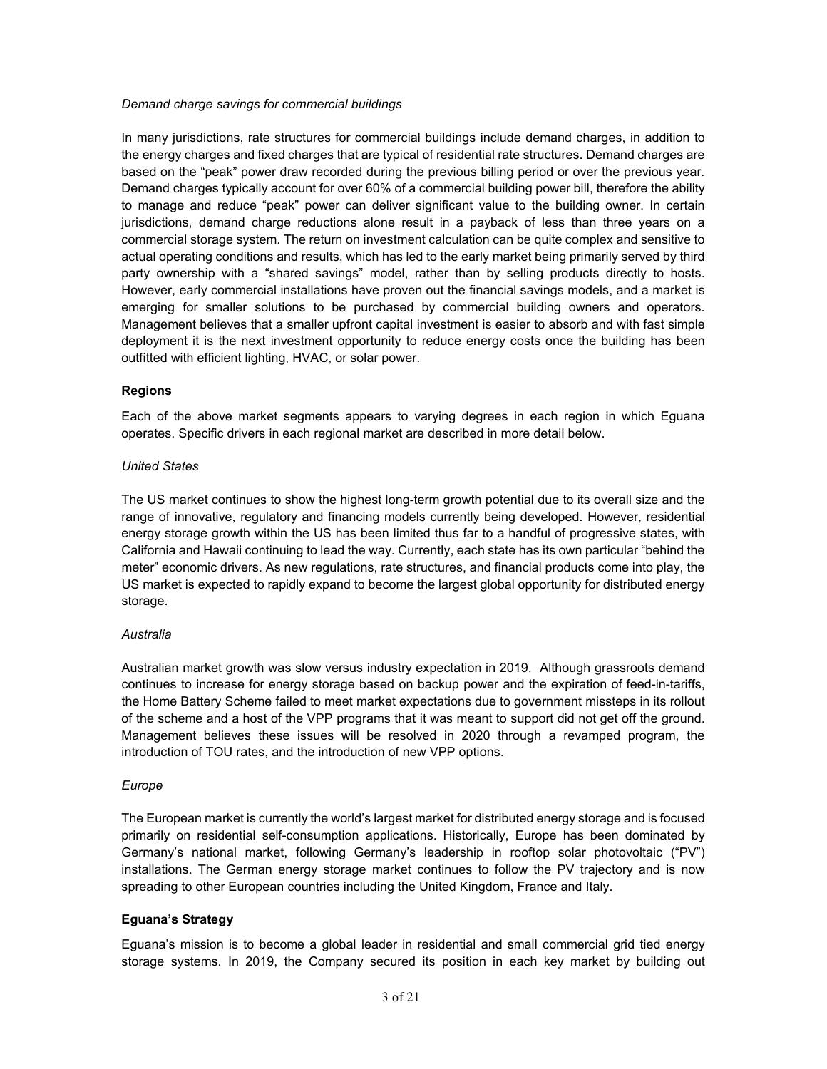*Demand charge savings for commercial buildings*

In many jurisdictions, rate structures for commercial buildings include demand charges, in addition to the energy charges and fixed charges that are typical of residential rate structures. Demand charges are based on the "peak" power draw recorded during the previous billing period or over the previous year. Demand charges typically account for over 60% of a commercial building power bill, therefore the ability to manage and reduce "peak" power can deliver significant value to the building owner. In certain jurisdictions, demand charge reductions alone result in a payback of less than three years on a commercial storage system. The return on investment calculation can be quite complex and sensitive to actual operating conditions and results, which has led to the early market being primarily served by third party ownership with a "shared savings" model, rather than by selling products directly to hosts. However, early commercial installations have proven out the financial savings models, and a market is emerging for smaller solutions to be purchased by commercial building owners and operators. Management believes that a smaller upfront capital investment is easier to absorb and with fast simple deployment it is the next investment opportunity to reduce energy costs once the building has been outfitted with efficient lighting, HVAC, or solar power.

**Regions**

Each of the above market segments appears to varying degrees in each region in which Eguana operates. Specific drivers in each regional market are described in more detail below.

*United States*

The US market continues to show the highest long-term growth potential due to its overall size and the range of innovative, regulatory and financing models currently being developed. However, residential energy storage growth within the US has been limited thus far to a handful of progressive states, with California and Hawaii continuing to lead the way. Currently, each state has its own particular "behind the meter" economic drivers. As new regulations, rate structures, and financial products come into play, the US market is expected to rapidly expand to become the largest global opportunity for distributed energy storage.

*Australia*

Australian market growth was slow versus industry expectation in 2019. Although grassroots demand continues to increase for energy storage based on backup power and the expiration of feed-in-tariffs, the Home Battery Scheme failed to meet market expectations due to government missteps in its rollout of the scheme and a host of the VPP programs that it was meant to support did not get off the ground. Management believes these issues will be resolved in 2020 through a revamped program, the introduction of TOU rates, and the introduction of new VPP options.

*Europe*

The European market is currently the world's largest market for distributed energy storage and is focused primarily on residential self-consumption applications. Historically, Europe has been dominated by Germany's national market, following Germany's leadership in rooftop solar photovoltaic ("PV") installations. The German energy storage market continues to follow the PV trajectory and is now spreading to other European countries including the United Kingdom, France and Italy.

**Eguana's Strategy**

Eguana's mission is to become a global leader in residential and small commercial grid tied energy storage systems. In 2019, the Company secured its position in each key market by building out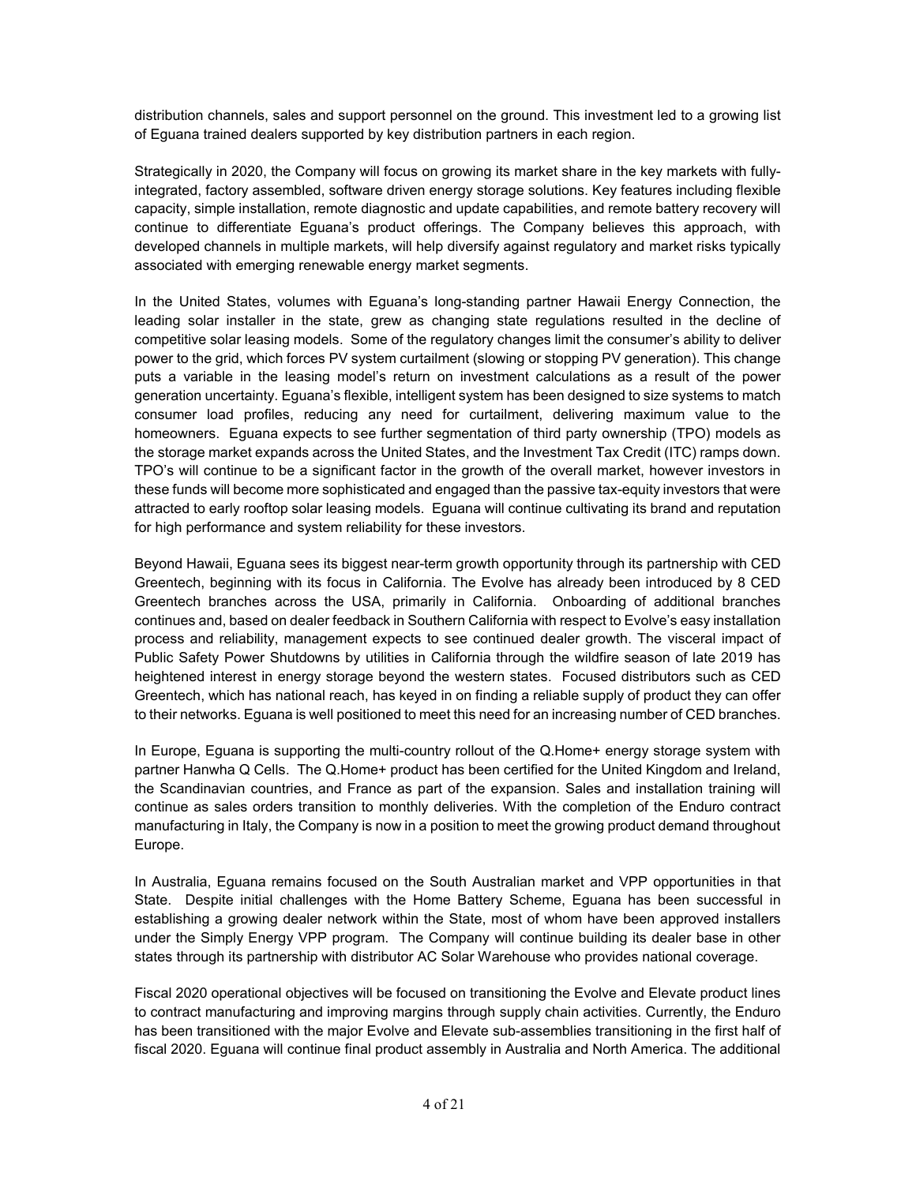distribution channels, sales and support personnel on the ground. This investment led to a growing list of Eguana trained dealers supported by key distribution partners in each region.

Strategically in 2020, the Company will focus on growing its market share in the key markets with fully-integrated, factory assembled, software driven energy storage solutions. Key features including flexible capacity, simple installation, remote diagnostic and update capabilities, and remote battery recovery will continue to differentiate Eguana's product offerings. The Company believes this approach, with developed channels in multiple markets, will help diversify against regulatory and market risks typically associated with emerging renewable energy market segments.

In the United States, volumes with Eguana's long-standing partner Hawaii Energy Connection, the leading solar installer in the state, grew as changing state regulations resulted in the decline of competitive solar leasing models. Some of the regulatory changes limit the consumer's ability to deliver power to the grid, which forces PV system curtailment (slowing or stopping PV generation). This change puts a variable in the leasing model's return on investment calculations as a result of the power generation uncertainty. Eguana's flexible, intelligent system has been designed to size systems to match consumer load profiles, reducing any need for curtailment, delivering maximum value to the homeowners. Eguana expects to see further segmentation of third party ownership (TPO) models as the storage market expands across the United States, and the Investment Tax Credit (ITC) ramps down. TPO's will continue to be a significant factor in the growth of the overall market, however investors in these funds will become more sophisticated and engaged than the passive tax-equity investors that were attracted to early rooftop solar leasing models. Eguana will continue cultivating its brand and reputation for high performance and system reliability for these investors.

Beyond Hawaii, Eguana sees its biggest near-term growth opportunity through its partnership with CED Greentech, beginning with its focus in California. The Evolve has already been introduced by 8 CED Greentech branches across the USA, primarily in California. Onboarding of additional branches continues and, based on dealer feedback in Southern California with respect to Evolve's easy installation process and reliability, management expects to see continued dealer growth. The visceral impact of Public Safety Power Shutdowns by utilities in California through the wildfire season of late 2019 has heightened interest in energy storage beyond the western states. Focused distributors such as CED Greentech, which has national reach, has keyed in on finding a reliable supply of product they can offer to their networks. Eguana is well positioned to meet this need for an increasing number of CED branches.

In Europe, Eguana is supporting the multi-country rollout of the Q.Home+ energy storage system with partner Hanwha Q Cells. The Q.Home+ product has been certified for the United Kingdom and Ireland, the Scandinavian countries, and France as part of the expansion. Sales and installation training will continue as sales orders transition to monthly deliveries. With the completion of the Enduro contract manufacturing in Italy, the Company is now in a position to meet the growing product demand throughout Europe.

In Australia, Eguana remains focused on the South Australian market and VPP opportunities in that State. Despite initial challenges with the Home Battery Scheme, Eguana has been successful in establishing a growing dealer network within the State, most of whom have been approved installers under the Simply Energy VPP program. The Company will continue building its dealer base in other states through its partnership with distributor AC Solar Warehouse who provides national coverage.

Fiscal 2020 operational objectives will be focused on transitioning the Evolve and Elevate product lines to contract manufacturing and improving margins through supply chain activities. Currently, the Enduro has been transitioned with the major Evolve and Elevate sub-assemblies transitioning in the first half of fiscal 2020. Eguana will continue final product assembly in Australia and North America. The additional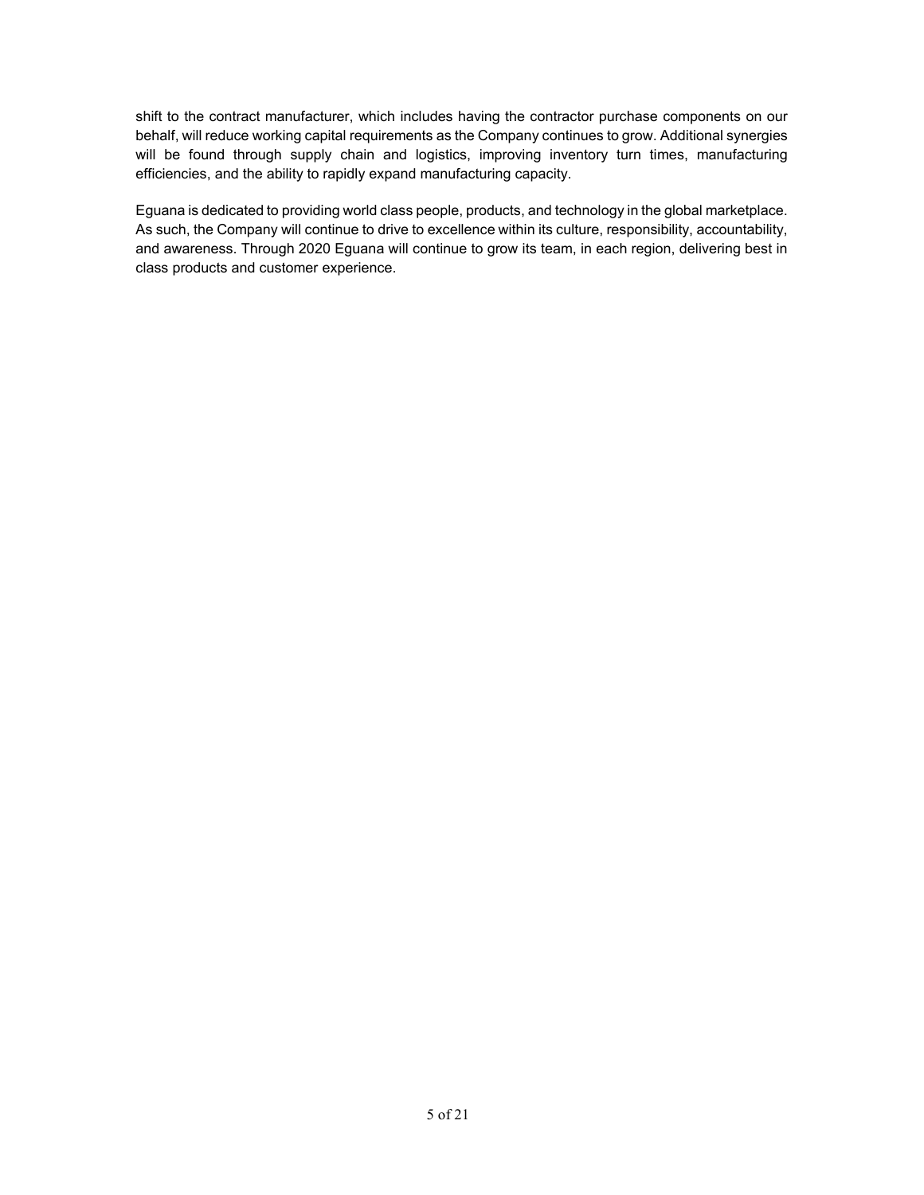shift to the contract manufacturer, which includes having the contractor purchase components on our behalf, will reduce working capital requirements as the Company continues to grow. Additional synergies will be found through supply chain and logistics, improving inventory turn times, manufacturing efficiencies, and the ability to rapidly expand manufacturing capacity.

Eguana is dedicated to providing world class people, products, and technology in the global marketplace. As such, the Company will continue to drive to excellence within its culture, responsibility, accountability, and awareness. Through 2020 Eguana will continue to grow its team, in each region, delivering best in class products and customer experience.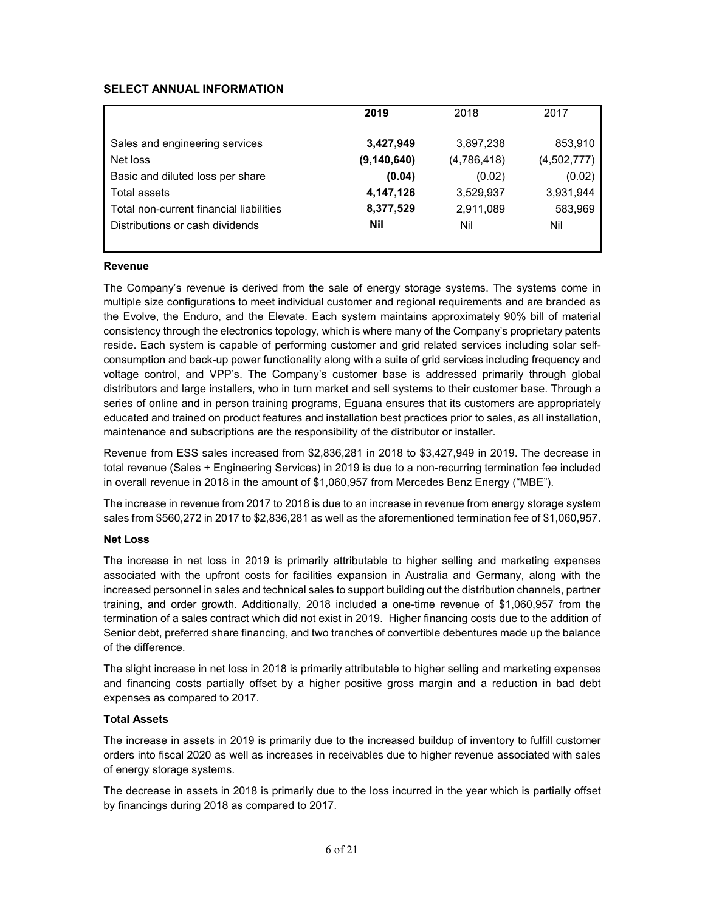## SELECT ANNUAL INFORMATION

| | **2019** | 2018 | 2017 |
|---|---|---|---|
| Sales and engineering services | **3,427,949** | 3,897,238 | 853,910 |
| Net loss | **(9,140,640)** | (4,786,418) | (4,502,777) |
| Basic and diluted loss per share | **(0.04)** | (0.02) | (0.02) |
| Total assets | **4,147,126** | 3,529,937 | 3,931,944 |
| Total non-current financial liabilities | **8,377,529** | 2,911,089 | 583,969 |
| Distributions or cash dividends | **Nil** | Nil | Nil |

### Revenue

The Company's revenue is derived from the sale of energy storage systems. The systems come in multiple size configurations to meet individual customer and regional requirements and are branded as the Evolve, the Enduro, and the Elevate. Each system maintains approximately 90% bill of material consistency through the electronics topology, which is where many of the Company's proprietary patents reside. Each system is capable of performing customer and grid related services including solar self-consumption and back-up power functionality along with a suite of grid services including frequency and voltage control, and VPP's. The Company's customer base is addressed primarily through global distributors and large installers, who in turn market and sell systems to their customer base. Through a series of online and in person training programs, Eguana ensures that its customers are appropriately educated and trained on product features and installation best practices prior to sales, as all installation, maintenance and subscriptions are the responsibility of the distributor or installer.

Revenue from ESS sales increased from $2,836,281 in 2018 to $3,427,949 in 2019. The decrease in total revenue (Sales + Engineering Services) in 2019 is due to a non-recurring termination fee included in overall revenue in 2018 in the amount of $1,060,957 from Mercedes Benz Energy ("MBE").

The increase in revenue from 2017 to 2018 is due to an increase in revenue from energy storage system sales from $560,272 in 2017 to $2,836,281 as well as the aforementioned termination fee of $1,060,957.

### Net Loss

The increase in net loss in 2019 is primarily attributable to higher selling and marketing expenses associated with the upfront costs for facilities expansion in Australia and Germany, along with the increased personnel in sales and technical sales to support building out the distribution channels, partner training, and order growth. Additionally, 2018 included a one-time revenue of $1,060,957 from the termination of a sales contract which did not exist in 2019. Higher financing costs due to the addition of Senior debt, preferred share financing, and two tranches of convertible debentures made up the balance of the difference.

The slight increase in net loss in 2018 is primarily attributable to higher selling and marketing expenses and financing costs partially offset by a higher positive gross margin and a reduction in bad debt expenses as compared to 2017.

### Total Assets

The increase in assets in 2019 is primarily due to the increased buildup of inventory to fulfill customer orders into fiscal 2020 as well as increases in receivables due to higher revenue associated with sales of energy storage systems.

The decrease in assets in 2018 is primarily due to the loss incurred in the year which is partially offset by financings during 2018 as compared to 2017.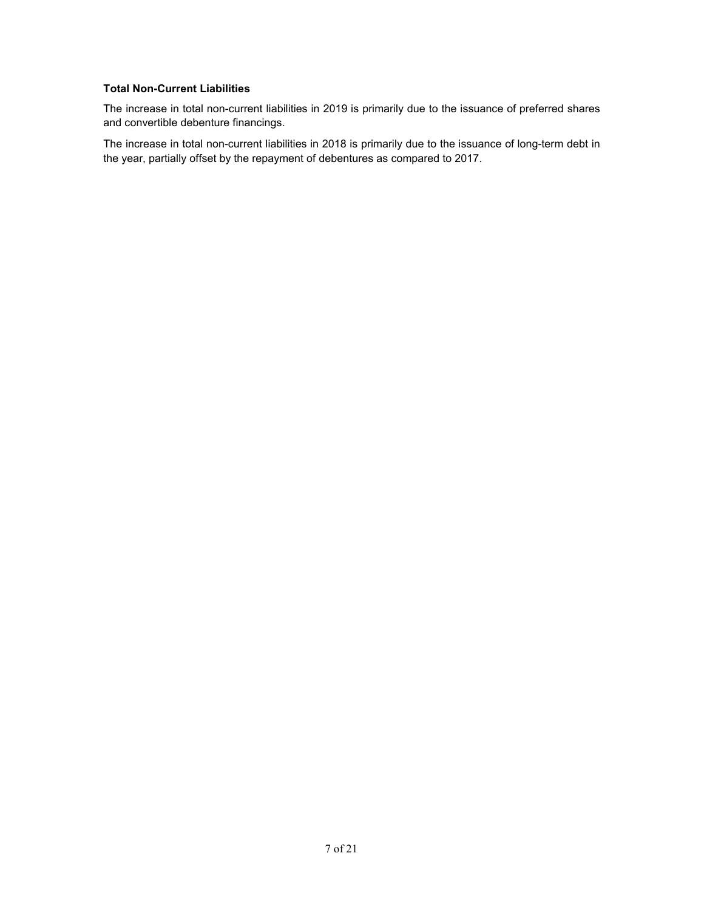**Total Non-Current Liabilities**

The increase in total non-current liabilities in 2019 is primarily due to the issuance of preferred shares and convertible debenture financings.

The increase in total non-current liabilities in 2018 is primarily due to the issuance of long-term debt in the year, partially offset by the repayment of debentures as compared to 2017.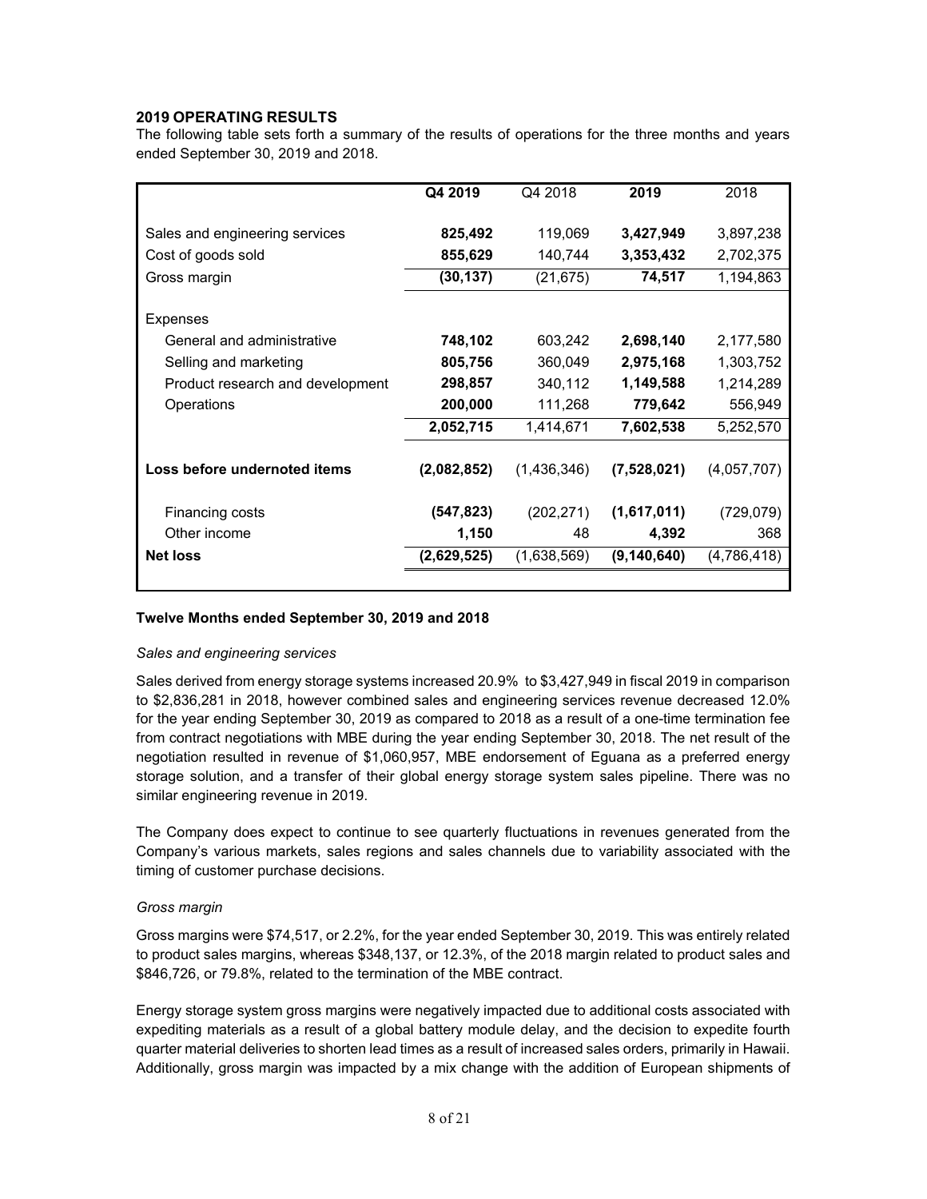## 2019 OPERATING RESULTS

The following table sets forth a summary of the results of operations for the three months and years ended September 30, 2019 and 2018.

| | Q4 2019 | Q4 2018 | 2019 | 2018 |
|---|---|---|---|---|
| Sales and engineering services | **825,492** | 119,069 | **3,427,949** | 3,897,238 |
| Cost of goods sold | **855,629** | 140,744 | **3,353,432** | 2,702,375 |
| Gross margin | **(30,137)** | (21,675) | **74,517** | 1,194,863 |
| Expenses | | | | |
| General and administrative | **748,102** | 603,242 | **2,698,140** | 2,177,580 |
| Selling and marketing | **805,756** | 360,049 | **2,975,168** | 1,303,752 |
| Product research and development | **298,857** | 340,112 | **1,149,588** | 1,214,289 |
| Operations | **200,000** | 111,268 | **779,642** | 556,949 |
| | **2,052,715** | 1,414,671 | **7,602,538** | 5,252,570 |
| **Loss before undernoted items** | **(2,082,852)** | (1,436,346) | **(7,528,021)** | (4,057,707) |
| Financing costs | **(547,823)** | (202,271) | **(1,617,011)** | (729,079) |
| Other income | **1,150** | 48 | **4,392** | 368 |
| **Net loss** | **(2,629,525)** | (1,638,569) | **(9,140,640)** | (4,786,418) |

**Twelve Months ended September 30, 2019 and 2018**

*Sales and engineering services*

Sales derived from energy storage systems increased 20.9% to $3,427,949 in fiscal 2019 in comparison to $2,836,281 in 2018, however combined sales and engineering services revenue decreased 12.0% for the year ending September 30, 2019 as compared to 2018 as a result of a one-time termination fee from contract negotiations with MBE during the year ending September 30, 2018. The net result of the negotiation resulted in revenue of $1,060,957, MBE endorsement of Eguana as a preferred energy storage solution, and a transfer of their global energy storage system sales pipeline. There was no similar engineering revenue in 2019.

The Company does expect to continue to see quarterly fluctuations in revenues generated from the Company's various markets, sales regions and sales channels due to variability associated with the timing of customer purchase decisions.

*Gross margin*

Gross margins were $74,517, or 2.2%, for the year ended September 30, 2019. This was entirely related to product sales margins, whereas $348,137, or 12.3%, of the 2018 margin related to product sales and $846,726, or 79.8%, related to the termination of the MBE contract.

Energy storage system gross margins were negatively impacted due to additional costs associated with expediting materials as a result of a global battery module delay, and the decision to expedite fourth quarter material deliveries to shorten lead times as a result of increased sales orders, primarily in Hawaii. Additionally, gross margin was impacted by a mix change with the addition of European shipments of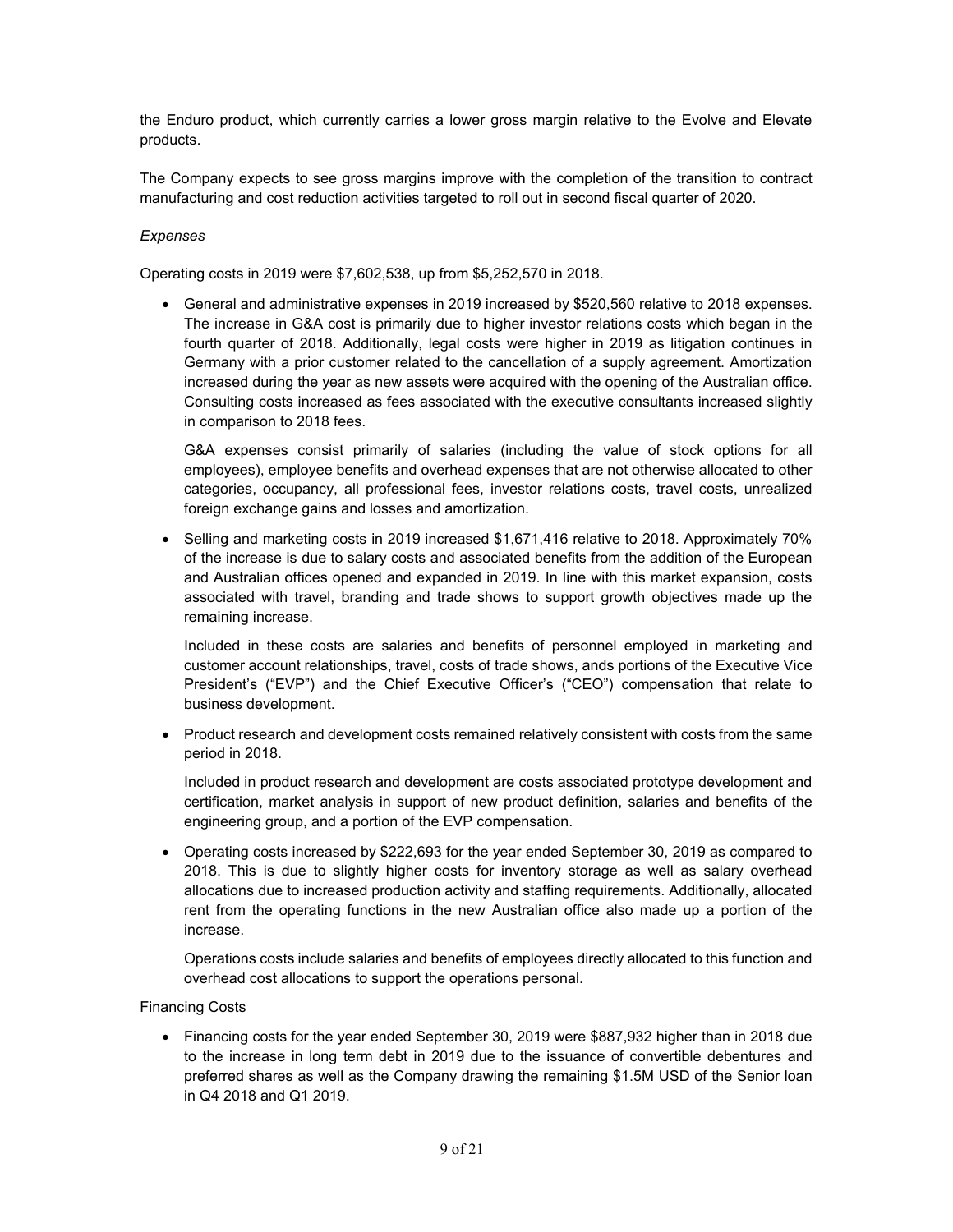the Enduro product, which currently carries a lower gross margin relative to the Evolve and Elevate products.

The Company expects to see gross margins improve with the completion of the transition to contract manufacturing and cost reduction activities targeted to roll out in second fiscal quarter of 2020.

*Expenses*

Operating costs in 2019 were $7,602,538, up from $5,252,570 in 2018.

- General and administrative expenses in 2019 increased by $520,560 relative to 2018 expenses. The increase in G&A cost is primarily due to higher investor relations costs which began in the fourth quarter of 2018. Additionally, legal costs were higher in 2019 as litigation continues in Germany with a prior customer related to the cancellation of a supply agreement. Amortization increased during the year as new assets were acquired with the opening of the Australian office. Consulting costs increased as fees associated with the executive consultants increased slightly in comparison to 2018 fees.

  G&A expenses consist primarily of salaries (including the value of stock options for all employees), employee benefits and overhead expenses that are not otherwise allocated to other categories, occupancy, all professional fees, investor relations costs, travel costs, unrealized foreign exchange gains and losses and amortization.

- Selling and marketing costs in 2019 increased $1,671,416 relative to 2018. Approximately 70% of the increase is due to salary costs and associated benefits from the addition of the European and Australian offices opened and expanded in 2019. In line with this market expansion, costs associated with travel, branding and trade shows to support growth objectives made up the remaining increase.

  Included in these costs are salaries and benefits of personnel employed in marketing and customer account relationships, travel, costs of trade shows, ands portions of the Executive Vice President's ("EVP") and the Chief Executive Officer's ("CEO") compensation that relate to business development.

- Product research and development costs remained relatively consistent with costs from the same period in 2018.

  Included in product research and development are costs associated prototype development and certification, market analysis in support of new product definition, salaries and benefits of the engineering group, and a portion of the EVP compensation.

- Operating costs increased by $222,693 for the year ended September 30, 2019 as compared to 2018. This is due to slightly higher costs for inventory storage as well as salary overhead allocations due to increased production activity and staffing requirements. Additionally, allocated rent from the operating functions in the new Australian office also made up a portion of the increase.

  Operations costs include salaries and benefits of employees directly allocated to this function and overhead cost allocations to support the operations personal.

Financing Costs

- Financing costs for the year ended September 30, 2019 were $887,932 higher than in 2018 due to the increase in long term debt in 2019 due to the issuance of convertible debentures and preferred shares as well as the Company drawing the remaining $1.5M USD of the Senior loan in Q4 2018 and Q1 2019.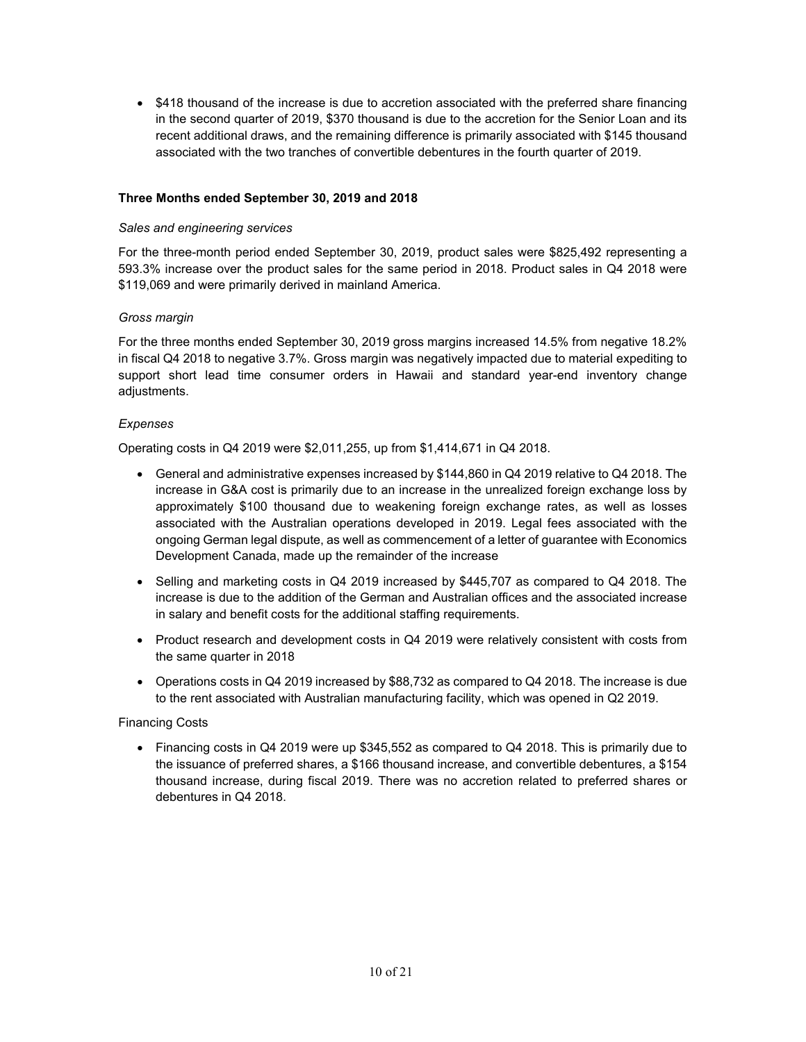- \$418 thousand of the increase is due to accretion associated with the preferred share financing in the second quarter of 2019, \$370 thousand is due to the accretion for the Senior Loan and its recent additional draws, and the remaining difference is primarily associated with \$145 thousand associated with the two tranches of convertible debentures in the fourth quarter of 2019.

**Three Months ended September 30, 2019 and 2018**

*Sales and engineering services*

For the three-month period ended September 30, 2019, product sales were \$825,492 representing a 593.3% increase over the product sales for the same period in 2018. Product sales in Q4 2018 were \$119,069 and were primarily derived in mainland America.

*Gross margin*

For the three months ended September 30, 2019 gross margins increased 14.5% from negative 18.2% in fiscal Q4 2018 to negative 3.7%. Gross margin was negatively impacted due to material expediting to support short lead time consumer orders in Hawaii and standard year-end inventory change adjustments.

*Expenses*

Operating costs in Q4 2019 were \$2,011,255, up from \$1,414,671 in Q4 2018.

- General and administrative expenses increased by \$144,860 in Q4 2019 relative to Q4 2018. The increase in G&A cost is primarily due to an increase in the unrealized foreign exchange loss by approximately \$100 thousand due to weakening foreign exchange rates, as well as losses associated with the Australian operations developed in 2019. Legal fees associated with the ongoing German legal dispute, as well as commencement of a letter of guarantee with Economics Development Canada, made up the remainder of the increase
- Selling and marketing costs in Q4 2019 increased by \$445,707 as compared to Q4 2018. The increase is due to the addition of the German and Australian offices and the associated increase in salary and benefit costs for the additional staffing requirements.
- Product research and development costs in Q4 2019 were relatively consistent with costs from the same quarter in 2018
- Operations costs in Q4 2019 increased by \$88,732 as compared to Q4 2018. The increase is due to the rent associated with Australian manufacturing facility, which was opened in Q2 2019.

Financing Costs

- Financing costs in Q4 2019 were up \$345,552 as compared to Q4 2018. This is primarily due to the issuance of preferred shares, a \$166 thousand increase, and convertible debentures, a \$154 thousand increase, during fiscal 2019. There was no accretion related to preferred shares or debentures in Q4 2018.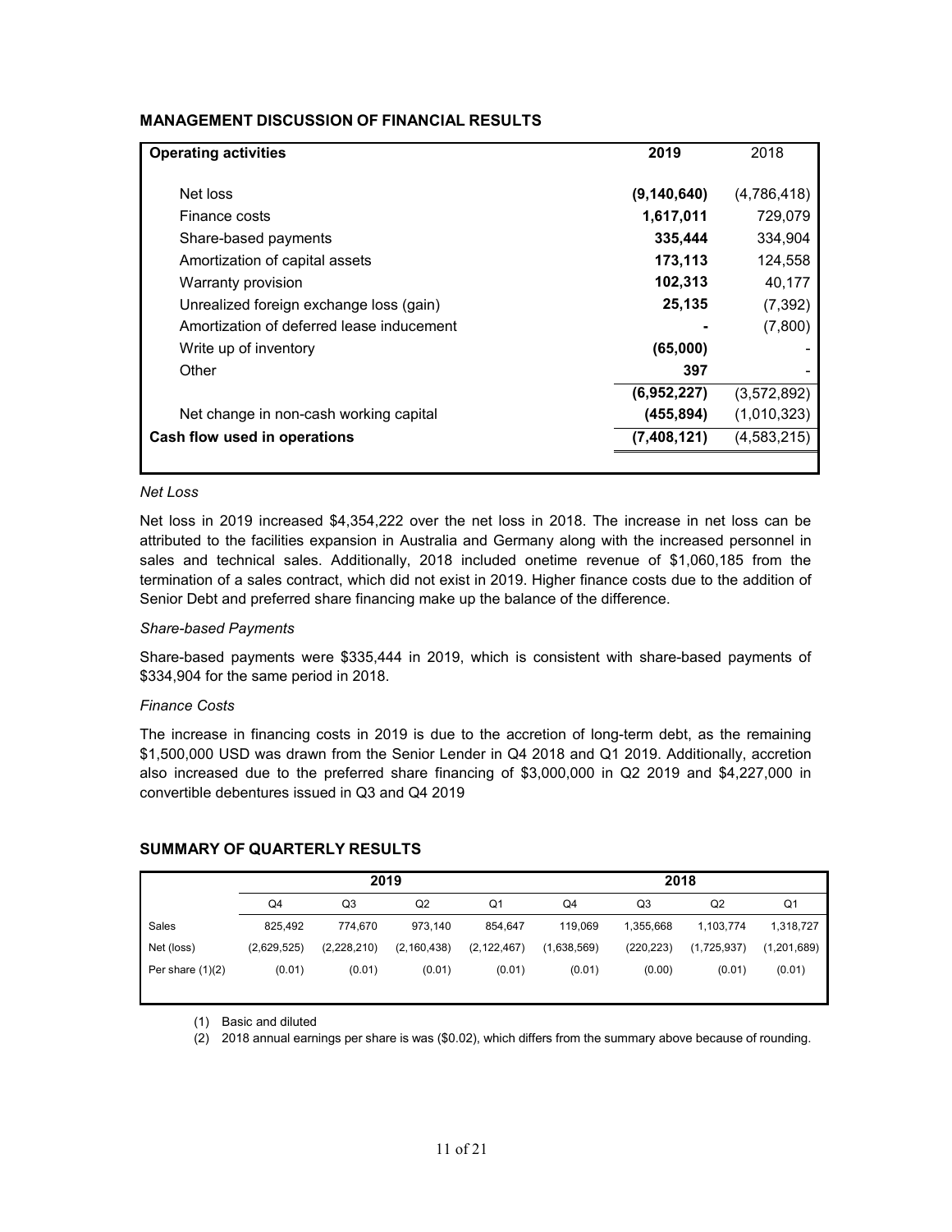## MANAGEMENT DISCUSSION OF FINANCIAL RESULTS

| **Operating activities** | **2019** | 2018 |
|---|---|---|
| Net loss | **(9,140,640)** | (4,786,418) |
| Finance costs | **1,617,011** | 729,079 |
| Share-based payments | **335,444** | 334,904 |
| Amortization of capital assets | **173,113** | 124,558 |
| Warranty provision | **102,313** | 40,177 |
| Unrealized foreign exchange loss (gain) | **25,135** | (7,392) |
| Amortization of deferred lease inducement | **-** | (7,800) |
| Write up of inventory | **(65,000)** | - |
| Other | **397** | - |
| | **(6,952,227)** | (3,572,892) |
| Net change in non-cash working capital | **(455,894)** | (1,010,323) |
| **Cash flow used in operations** | **(7,408,121)** | (4,583,215) |

*Net Loss*

Net loss in 2019 increased $4,354,222 over the net loss in 2018. The increase in net loss can be attributed to the facilities expansion in Australia and Germany along with the increased personnel in sales and technical sales. Additionally, 2018 included onetime revenue of $1,060,185 from the termination of a sales contract, which did not exist in 2019. Higher finance costs due to the addition of Senior Debt and preferred share financing make up the balance of the difference.

*Share-based Payments*

Share-based payments were $335,444 in 2019, which is consistent with share-based payments of $334,904 for the same period in 2018.

*Finance Costs*

The increase in financing costs in 2019 is due to the accretion of long-term debt, as the remaining $1,500,000 USD was drawn from the Senior Lender in Q4 2018 and Q1 2019. Additionally, accretion also increased due to the preferred share financing of $3,000,000 in Q2 2019 and $4,227,000 in convertible debentures issued in Q3 and Q4 2019

## SUMMARY OF QUARTERLY RESULTS

| | **2019** | | | | **2018** | | | |
|---|---|---|---|---|---|---|---|---|
| | Q4 | Q3 | Q2 | Q1 | Q4 | Q3 | Q2 | Q1 |
| Sales | 825,492 | 774,670 | 973,140 | 854,647 | 119,069 | 1,355,668 | 1,103,774 | 1,318,727 |
| Net (loss) | (2,629,525) | (2,228,210) | (2,160,438) | (2,122,467) | (1,638,569) | (220,223) | (1,725,937) | (1,201,689) |
| Per share (1)(2) | (0.01) | (0.01) | (0.01) | (0.01) | (0.01) | (0.00) | (0.01) | (0.01) |

(1) Basic and diluted

(2) 2018 annual earnings per share is was ($0.02), which differs from the summary above because of rounding.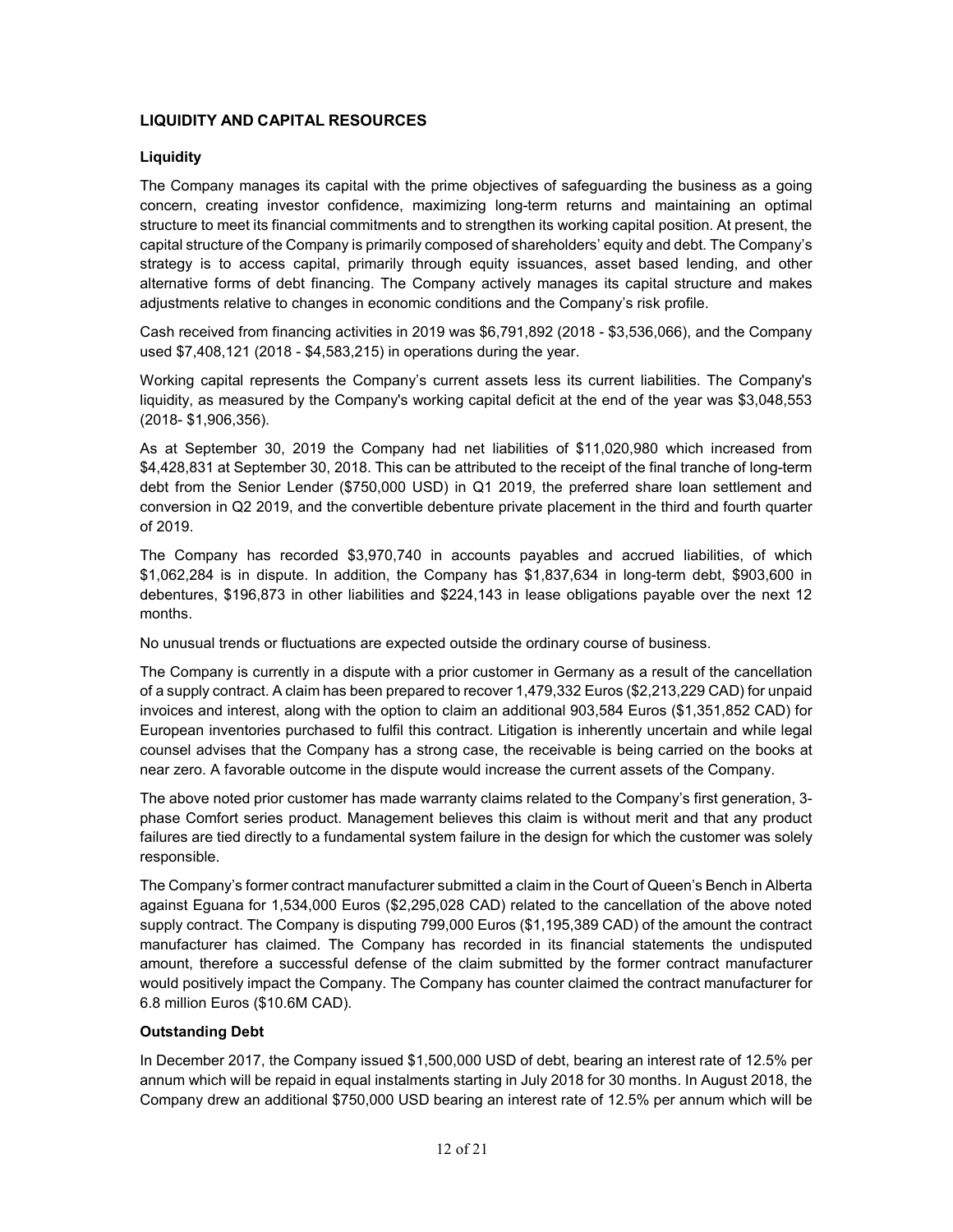## LIQUIDITY AND CAPITAL RESOURCES

### Liquidity

The Company manages its capital with the prime objectives of safeguarding the business as a going concern, creating investor confidence, maximizing long-term returns and maintaining an optimal structure to meet its financial commitments and to strengthen its working capital position. At present, the capital structure of the Company is primarily composed of shareholders' equity and debt. The Company's strategy is to access capital, primarily through equity issuances, asset based lending, and other alternative forms of debt financing. The Company actively manages its capital structure and makes adjustments relative to changes in economic conditions and the Company's risk profile.

Cash received from financing activities in 2019 was $6,791,892 (2018 - $3,536,066), and the Company used $7,408,121 (2018 - $4,583,215) in operations during the year.

Working capital represents the Company's current assets less its current liabilities. The Company's liquidity, as measured by the Company's working capital deficit at the end of the year was $3,048,553 (2018- $1,906,356).

As at September 30, 2019 the Company had net liabilities of $11,020,980 which increased from $4,428,831 at September 30, 2018. This can be attributed to the receipt of the final tranche of long-term debt from the Senior Lender ($750,000 USD) in Q1 2019, the preferred share loan settlement and conversion in Q2 2019, and the convertible debenture private placement in the third and fourth quarter of 2019.

The Company has recorded $3,970,740 in accounts payables and accrued liabilities, of which $1,062,284 is in dispute. In addition, the Company has $1,837,634 in long-term debt, $903,600 in debentures, $196,873 in other liabilities and $224,143 in lease obligations payable over the next 12 months.

No unusual trends or fluctuations are expected outside the ordinary course of business.

The Company is currently in a dispute with a prior customer in Germany as a result of the cancellation of a supply contract. A claim has been prepared to recover 1,479,332 Euros ($2,213,229 CAD) for unpaid invoices and interest, along with the option to claim an additional 903,584 Euros ($1,351,852 CAD) for European inventories purchased to fulfil this contract. Litigation is inherently uncertain and while legal counsel advises that the Company has a strong case, the receivable is being carried on the books at near zero. A favorable outcome in the dispute would increase the current assets of the Company.

The above noted prior customer has made warranty claims related to the Company's first generation, 3-phase Comfort series product. Management believes this claim is without merit and that any product failures are tied directly to a fundamental system failure in the design for which the customer was solely responsible.

The Company's former contract manufacturer submitted a claim in the Court of Queen's Bench in Alberta against Eguana for 1,534,000 Euros ($2,295,028 CAD) related to the cancellation of the above noted supply contract. The Company is disputing 799,000 Euros ($1,195,389 CAD) of the amount the contract manufacturer has claimed. The Company has recorded in its financial statements the undisputed amount, therefore a successful defense of the claim submitted by the former contract manufacturer would positively impact the Company. The Company has counter claimed the contract manufacturer for 6.8 million Euros ($10.6M CAD).

### Outstanding Debt

In December 2017, the Company issued $1,500,000 USD of debt, bearing an interest rate of 12.5% per annum which will be repaid in equal instalments starting in July 2018 for 30 months. In August 2018, the Company drew an additional $750,000 USD bearing an interest rate of 12.5% per annum which will be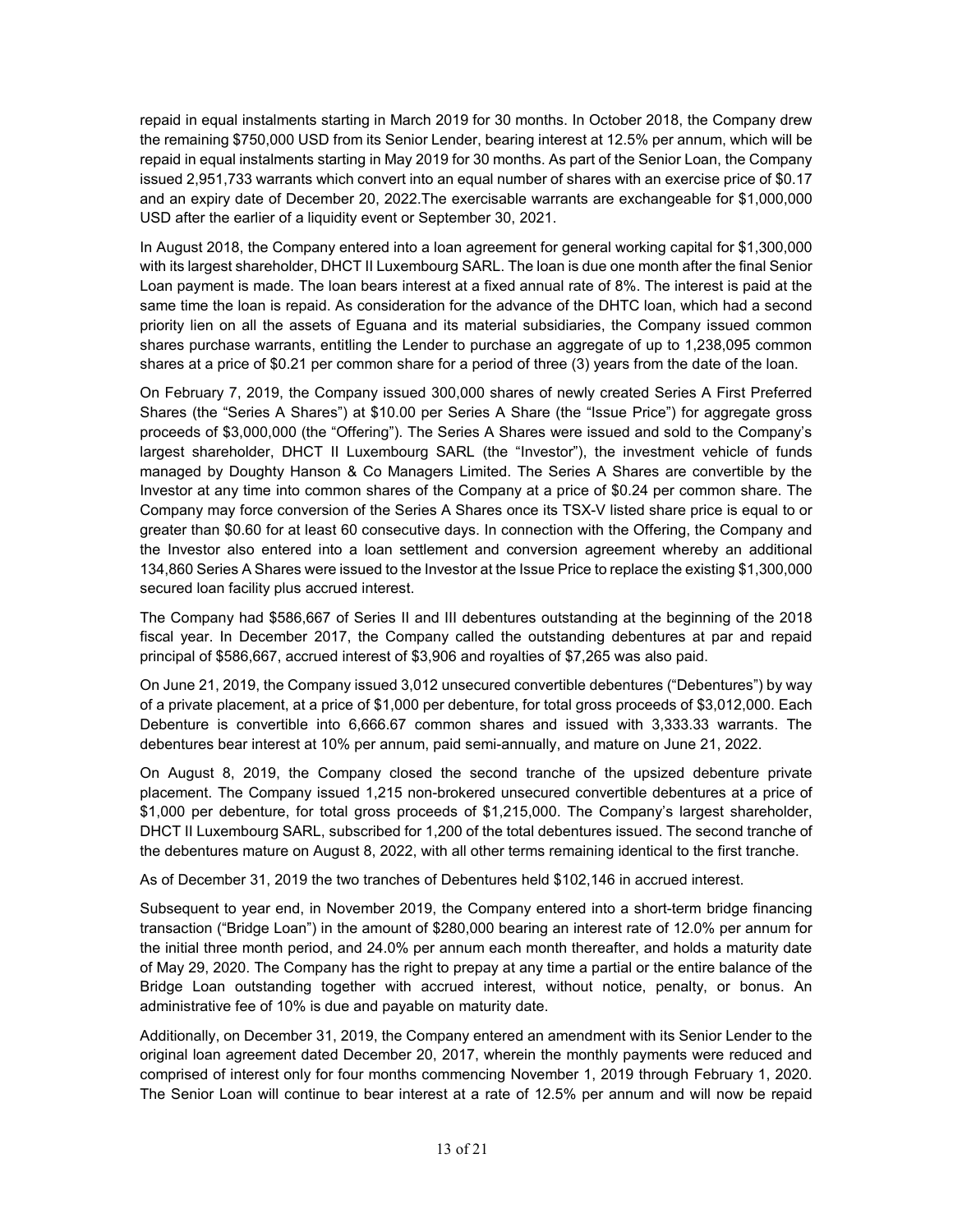repaid in equal instalments starting in March 2019 for 30 months. In October 2018, the Company drew the remaining $750,000 USD from its Senior Lender, bearing interest at 12.5% per annum, which will be repaid in equal instalments starting in May 2019 for 30 months. As part of the Senior Loan, the Company issued 2,951,733 warrants which convert into an equal number of shares with an exercise price of $0.17 and an expiry date of December 20, 2022.The exercisable warrants are exchangeable for $1,000,000 USD after the earlier of a liquidity event or September 30, 2021.

In August 2018, the Company entered into a loan agreement for general working capital for $1,300,000 with its largest shareholder, DHCT II Luxembourg SARL. The loan is due one month after the final Senior Loan payment is made. The loan bears interest at a fixed annual rate of 8%. The interest is paid at the same time the loan is repaid. As consideration for the advance of the DHTC loan, which had a second priority lien on all the assets of Eguana and its material subsidiaries, the Company issued common shares purchase warrants, entitling the Lender to purchase an aggregate of up to 1,238,095 common shares at a price of $0.21 per common share for a period of three (3) years from the date of the loan.

On February 7, 2019, the Company issued 300,000 shares of newly created Series A First Preferred Shares (the "Series A Shares") at $10.00 per Series A Share (the "Issue Price") for aggregate gross proceeds of $3,000,000 (the "Offering"). The Series A Shares were issued and sold to the Company's largest shareholder, DHCT II Luxembourg SARL (the "Investor"), the investment vehicle of funds managed by Doughty Hanson & Co Managers Limited. The Series A Shares are convertible by the Investor at any time into common shares of the Company at a price of $0.24 per common share. The Company may force conversion of the Series A Shares once its TSX-V listed share price is equal to or greater than $0.60 for at least 60 consecutive days. In connection with the Offering, the Company and the Investor also entered into a loan settlement and conversion agreement whereby an additional 134,860 Series A Shares were issued to the Investor at the Issue Price to replace the existing $1,300,000 secured loan facility plus accrued interest.

The Company had $586,667 of Series II and III debentures outstanding at the beginning of the 2018 fiscal year. In December 2017, the Company called the outstanding debentures at par and repaid principal of $586,667, accrued interest of $3,906 and royalties of $7,265 was also paid.

On June 21, 2019, the Company issued 3,012 unsecured convertible debentures ("Debentures") by way of a private placement, at a price of $1,000 per debenture, for total gross proceeds of $3,012,000. Each Debenture is convertible into 6,666.67 common shares and issued with 3,333.33 warrants. The debentures bear interest at 10% per annum, paid semi-annually, and mature on June 21, 2022.

On August 8, 2019, the Company closed the second tranche of the upsized debenture private placement. The Company issued 1,215 non-brokered unsecured convertible debentures at a price of $1,000 per debenture, for total gross proceeds of $1,215,000. The Company's largest shareholder, DHCT II Luxembourg SARL, subscribed for 1,200 of the total debentures issued. The second tranche of the debentures mature on August 8, 2022, with all other terms remaining identical to the first tranche.

As of December 31, 2019 the two tranches of Debentures held $102,146 in accrued interest.

Subsequent to year end, in November 2019, the Company entered into a short-term bridge financing transaction ("Bridge Loan") in the amount of $280,000 bearing an interest rate of 12.0% per annum for the initial three month period, and 24.0% per annum each month thereafter, and holds a maturity date of May 29, 2020. The Company has the right to prepay at any time a partial or the entire balance of the Bridge Loan outstanding together with accrued interest, without notice, penalty, or bonus. An administrative fee of 10% is due and payable on maturity date.

Additionally, on December 31, 2019, the Company entered an amendment with its Senior Lender to the original loan agreement dated December 20, 2017, wherein the monthly payments were reduced and comprised of interest only for four months commencing November 1, 2019 through February 1, 2020. The Senior Loan will continue to bear interest at a rate of 12.5% per annum and will now be repaid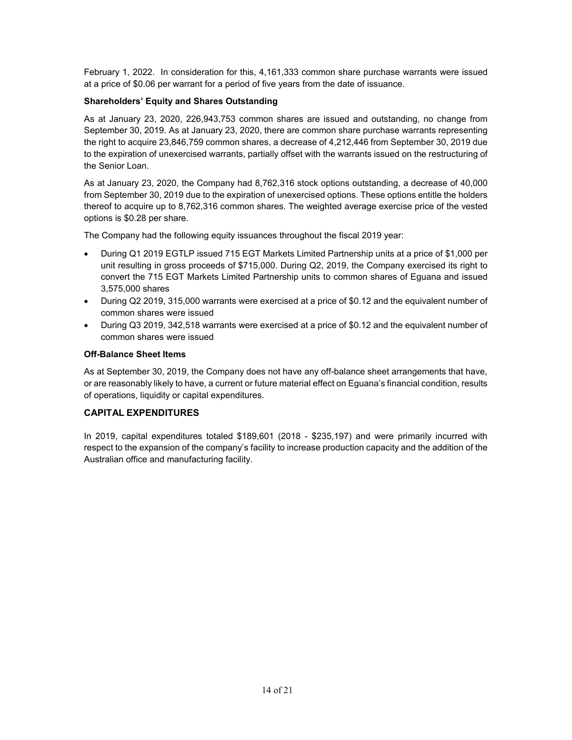February 1, 2022. In consideration for this, 4,161,333 common share purchase warrants were issued at a price of $0.06 per warrant for a period of five years from the date of issuance.

**Shareholders' Equity and Shares Outstanding**

As at January 23, 2020, 226,943,753 common shares are issued and outstanding, no change from September 30, 2019. As at January 23, 2020, there are common share purchase warrants representing the right to acquire 23,846,759 common shares, a decrease of 4,212,446 from September 30, 2019 due to the expiration of unexercised warrants, partially offset with the warrants issued on the restructuring of the Senior Loan.

As at January 23, 2020, the Company had 8,762,316 stock options outstanding, a decrease of 40,000 from September 30, 2019 due to the expiration of unexercised options. These options entitle the holders thereof to acquire up to 8,762,316 common shares. The weighted average exercise price of the vested options is $0.28 per share.

The Company had the following equity issuances throughout the fiscal 2019 year:

- During Q1 2019 EGTLP issued 715 EGT Markets Limited Partnership units at a price of $1,000 per unit resulting in gross proceeds of $715,000. During Q2, 2019, the Company exercised its right to convert the 715 EGT Markets Limited Partnership units to common shares of Eguana and issued 3,575,000 shares
- During Q2 2019, 315,000 warrants were exercised at a price of $0.12 and the equivalent number of common shares were issued
- During Q3 2019, 342,518 warrants were exercised at a price of $0.12 and the equivalent number of common shares were issued

**Off-Balance Sheet Items**

As at September 30, 2019, the Company does not have any off-balance sheet arrangements that have, or are reasonably likely to have, a current or future material effect on Eguana's financial condition, results of operations, liquidity or capital expenditures.

## CAPITAL EXPENDITURES

In 2019, capital expenditures totaled $189,601 (2018 - $235,197) and were primarily incurred with respect to the expansion of the company's facility to increase production capacity and the addition of the Australian office and manufacturing facility.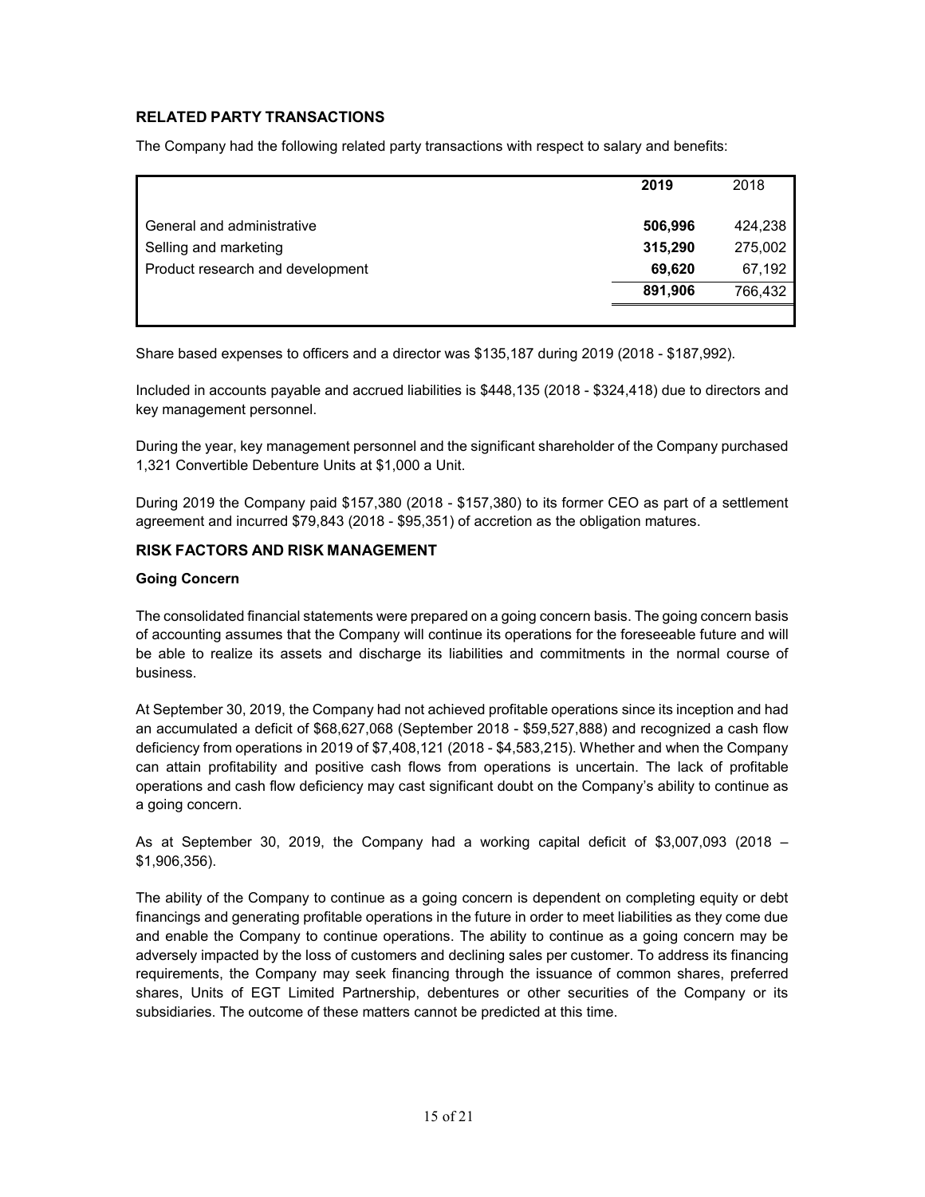## RELATED PARTY TRANSACTIONS

The Company had the following related party transactions with respect to salary and benefits:

| | **2019** | 2018 |
|---|---|---|
| General and administrative | **506,996** | 424,238 |
| Selling and marketing | **315,290** | 275,002 |
| Product research and development | **69,620** | 67,192 |
| | **891,906** | 766,432 |

Share based expenses to officers and a director was $135,187 during 2019 (2018 - $187,992).

Included in accounts payable and accrued liabilities is $448,135 (2018 - $324,418) due to directors and key management personnel.

During the year, key management personnel and the significant shareholder of the Company purchased 1,321 Convertible Debenture Units at $1,000 a Unit.

During 2019 the Company paid $157,380 (2018 - $157,380) to its former CEO as part of a settlement agreement and incurred $79,843 (2018 - $95,351) of accretion as the obligation matures.

## RISK FACTORS AND RISK MANAGEMENT

### Going Concern

The consolidated financial statements were prepared on a going concern basis. The going concern basis of accounting assumes that the Company will continue its operations for the foreseeable future and will be able to realize its assets and discharge its liabilities and commitments in the normal course of business.

At September 30, 2019, the Company had not achieved profitable operations since its inception and had an accumulated a deficit of $68,627,068 (September 2018 - $59,527,888) and recognized a cash flow deficiency from operations in 2019 of $7,408,121 (2018 - $4,583,215). Whether and when the Company can attain profitability and positive cash flows from operations is uncertain. The lack of profitable operations and cash flow deficiency may cast significant doubt on the Company's ability to continue as a going concern.

As at September 30, 2019, the Company had a working capital deficit of $3,007,093 (2018 – $1,906,356).

The ability of the Company to continue as a going concern is dependent on completing equity or debt financings and generating profitable operations in the future in order to meet liabilities as they come due and enable the Company to continue operations. The ability to continue as a going concern may be adversely impacted by the loss of customers and declining sales per customer. To address its financing requirements, the Company may seek financing through the issuance of common shares, preferred shares, Units of EGT Limited Partnership, debentures or other securities of the Company or its subsidiaries. The outcome of these matters cannot be predicted at this time.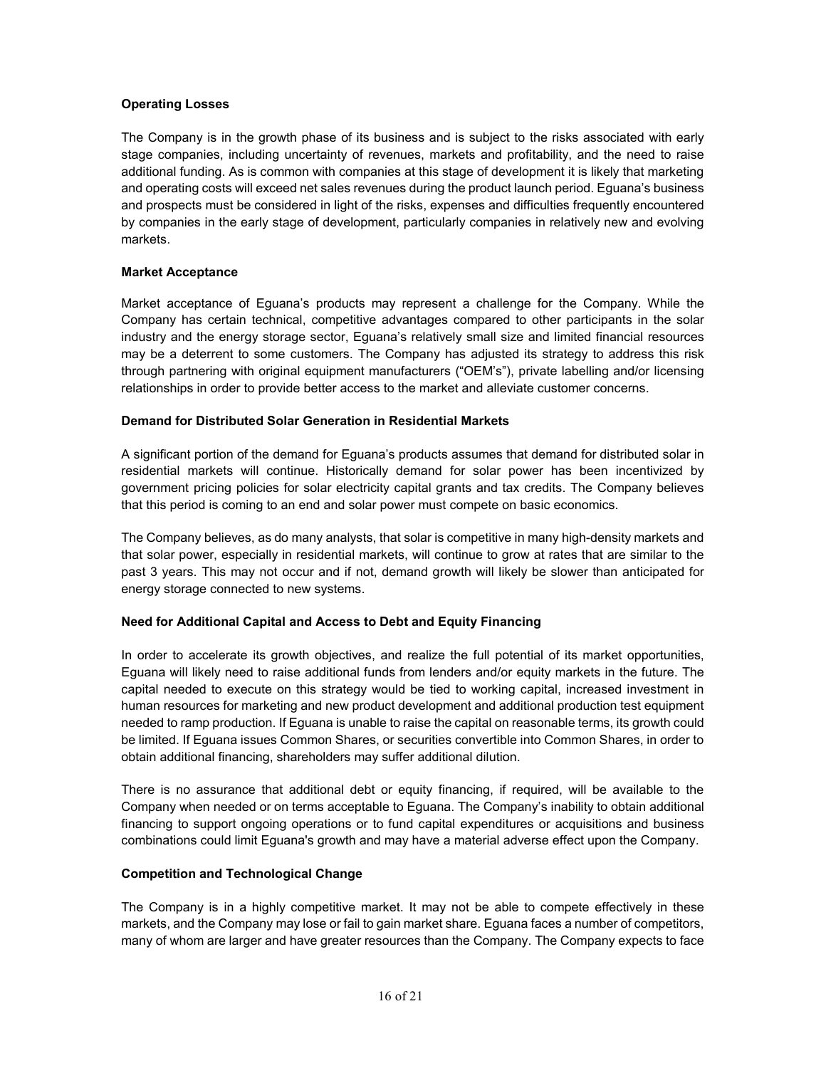**Operating Losses**

The Company is in the growth phase of its business and is subject to the risks associated with early stage companies, including uncertainty of revenues, markets and profitability, and the need to raise additional funding. As is common with companies at this stage of development it is likely that marketing and operating costs will exceed net sales revenues during the product launch period. Eguana's business and prospects must be considered in light of the risks, expenses and difficulties frequently encountered by companies in the early stage of development, particularly companies in relatively new and evolving markets.

**Market Acceptance**

Market acceptance of Eguana's products may represent a challenge for the Company. While the Company has certain technical, competitive advantages compared to other participants in the solar industry and the energy storage sector, Eguana's relatively small size and limited financial resources may be a deterrent to some customers. The Company has adjusted its strategy to address this risk through partnering with original equipment manufacturers ("OEM's"), private labelling and/or licensing relationships in order to provide better access to the market and alleviate customer concerns.

**Demand for Distributed Solar Generation in Residential Markets**

A significant portion of the demand for Eguana's products assumes that demand for distributed solar in residential markets will continue. Historically demand for solar power has been incentivized by government pricing policies for solar electricity capital grants and tax credits. The Company believes that this period is coming to an end and solar power must compete on basic economics.

The Company believes, as do many analysts, that solar is competitive in many high-density markets and that solar power, especially in residential markets, will continue to grow at rates that are similar to the past 3 years. This may not occur and if not, demand growth will likely be slower than anticipated for energy storage connected to new systems.

**Need for Additional Capital and Access to Debt and Equity Financing**

In order to accelerate its growth objectives, and realize the full potential of its market opportunities, Eguana will likely need to raise additional funds from lenders and/or equity markets in the future. The capital needed to execute on this strategy would be tied to working capital, increased investment in human resources for marketing and new product development and additional production test equipment needed to ramp production. If Eguana is unable to raise the capital on reasonable terms, its growth could be limited. If Eguana issues Common Shares, or securities convertible into Common Shares, in order to obtain additional financing, shareholders may suffer additional dilution.

There is no assurance that additional debt or equity financing, if required, will be available to the Company when needed or on terms acceptable to Eguana. The Company's inability to obtain additional financing to support ongoing operations or to fund capital expenditures or acquisitions and business combinations could limit Eguana's growth and may have a material adverse effect upon the Company.

**Competition and Technological Change**

The Company is in a highly competitive market. It may not be able to compete effectively in these markets, and the Company may lose or fail to gain market share. Eguana faces a number of competitors, many of whom are larger and have greater resources than the Company. The Company expects to face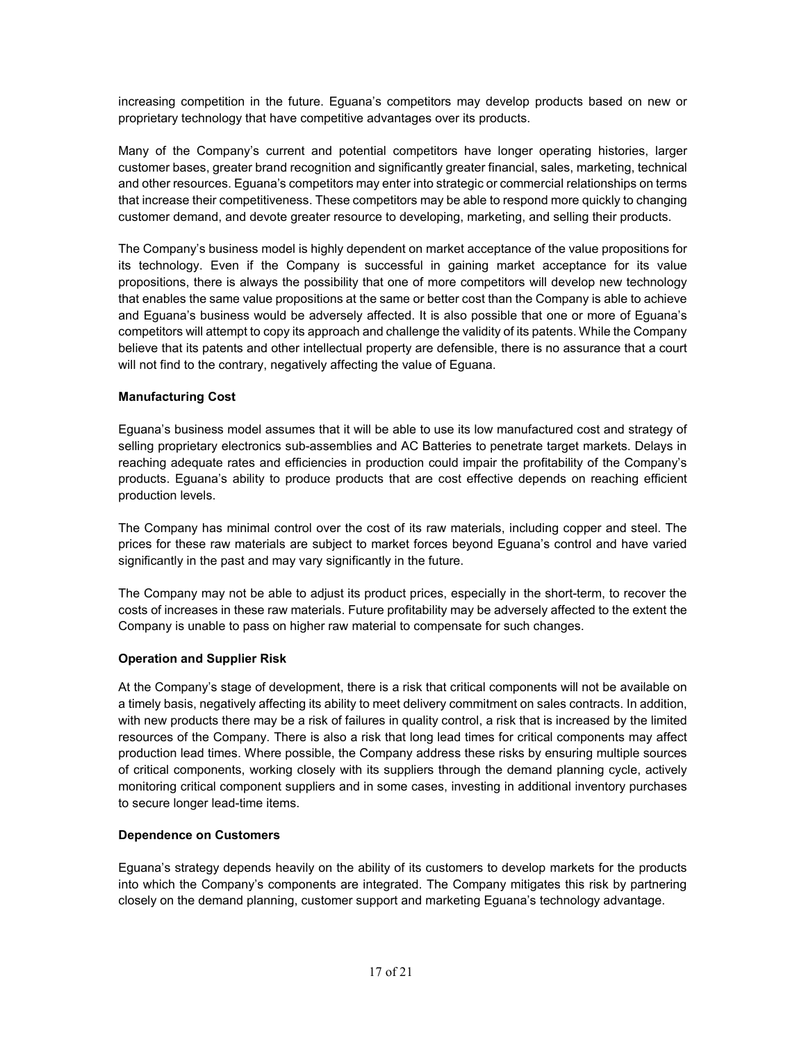increasing competition in the future. Eguana's competitors may develop products based on new or proprietary technology that have competitive advantages over its products.

Many of the Company's current and potential competitors have longer operating histories, larger customer bases, greater brand recognition and significantly greater financial, sales, marketing, technical and other resources. Eguana's competitors may enter into strategic or commercial relationships on terms that increase their competitiveness. These competitors may be able to respond more quickly to changing customer demand, and devote greater resource to developing, marketing, and selling their products.

The Company's business model is highly dependent on market acceptance of the value propositions for its technology. Even if the Company is successful in gaining market acceptance for its value propositions, there is always the possibility that one of more competitors will develop new technology that enables the same value propositions at the same or better cost than the Company is able to achieve and Eguana's business would be adversely affected. It is also possible that one or more of Eguana's competitors will attempt to copy its approach and challenge the validity of its patents. While the Company believe that its patents and other intellectual property are defensible, there is no assurance that a court will not find to the contrary, negatively affecting the value of Eguana.

**Manufacturing Cost**

Eguana's business model assumes that it will be able to use its low manufactured cost and strategy of selling proprietary electronics sub-assemblies and AC Batteries to penetrate target markets. Delays in reaching adequate rates and efficiencies in production could impair the profitability of the Company's products. Eguana's ability to produce products that are cost effective depends on reaching efficient production levels.

The Company has minimal control over the cost of its raw materials, including copper and steel. The prices for these raw materials are subject to market forces beyond Eguana's control and have varied significantly in the past and may vary significantly in the future.

The Company may not be able to adjust its product prices, especially in the short-term, to recover the costs of increases in these raw materials. Future profitability may be adversely affected to the extent the Company is unable to pass on higher raw material to compensate for such changes.

**Operation and Supplier Risk**

At the Company's stage of development, there is a risk that critical components will not be available on a timely basis, negatively affecting its ability to meet delivery commitment on sales contracts. In addition, with new products there may be a risk of failures in quality control, a risk that is increased by the limited resources of the Company. There is also a risk that long lead times for critical components may affect production lead times. Where possible, the Company address these risks by ensuring multiple sources of critical components, working closely with its suppliers through the demand planning cycle, actively monitoring critical component suppliers and in some cases, investing in additional inventory purchases to secure longer lead-time items.

**Dependence on Customers**

Eguana's strategy depends heavily on the ability of its customers to develop markets for the products into which the Company's components are integrated. The Company mitigates this risk by partnering closely on the demand planning, customer support and marketing Eguana's technology advantage.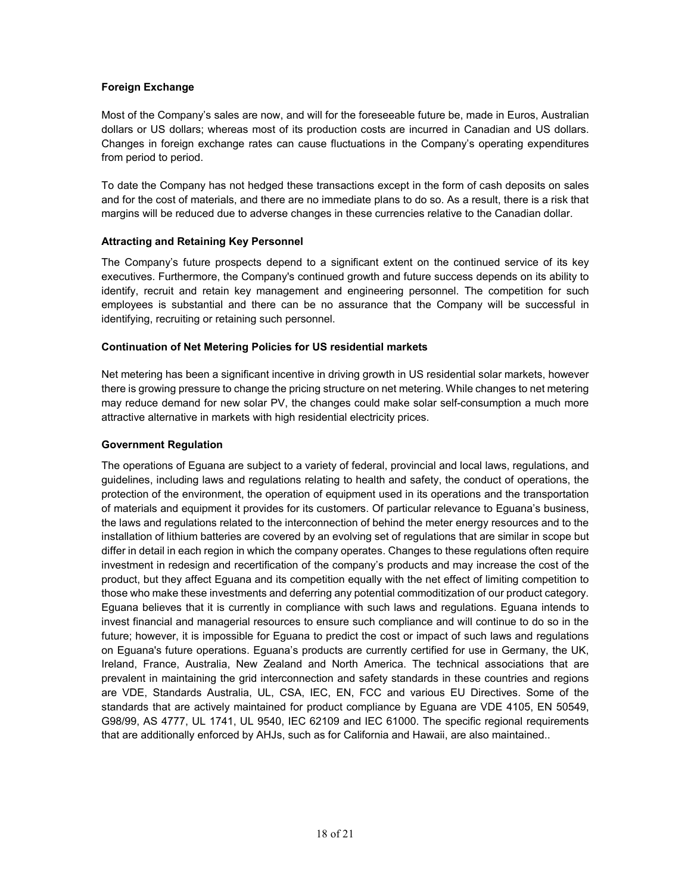**Foreign Exchange**

Most of the Company's sales are now, and will for the foreseeable future be, made in Euros, Australian dollars or US dollars; whereas most of its production costs are incurred in Canadian and US dollars. Changes in foreign exchange rates can cause fluctuations in the Company's operating expenditures from period to period.

To date the Company has not hedged these transactions except in the form of cash deposits on sales and for the cost of materials, and there are no immediate plans to do so. As a result, there is a risk that margins will be reduced due to adverse changes in these currencies relative to the Canadian dollar.

**Attracting and Retaining Key Personnel**

The Company's future prospects depend to a significant extent on the continued service of its key executives. Furthermore, the Company's continued growth and future success depends on its ability to identify, recruit and retain key management and engineering personnel. The competition for such employees is substantial and there can be no assurance that the Company will be successful in identifying, recruiting or retaining such personnel.

**Continuation of Net Metering Policies for US residential markets**

Net metering has been a significant incentive in driving growth in US residential solar markets, however there is growing pressure to change the pricing structure on net metering. While changes to net metering may reduce demand for new solar PV, the changes could make solar self-consumption a much more attractive alternative in markets with high residential electricity prices.

**Government Regulation**

The operations of Eguana are subject to a variety of federal, provincial and local laws, regulations, and guidelines, including laws and regulations relating to health and safety, the conduct of operations, the protection of the environment, the operation of equipment used in its operations and the transportation of materials and equipment it provides for its customers. Of particular relevance to Eguana's business, the laws and regulations related to the interconnection of behind the meter energy resources and to the installation of lithium batteries are covered by an evolving set of regulations that are similar in scope but differ in detail in each region in which the company operates. Changes to these regulations often require investment in redesign and recertification of the company's products and may increase the cost of the product, but they affect Eguana and its competition equally with the net effect of limiting competition to those who make these investments and deferring any potential commoditization of our product category. Eguana believes that it is currently in compliance with such laws and regulations. Eguana intends to invest financial and managerial resources to ensure such compliance and will continue to do so in the future; however, it is impossible for Eguana to predict the cost or impact of such laws and regulations on Eguana's future operations. Eguana's products are currently certified for use in Germany, the UK, Ireland, France, Australia, New Zealand and North America. The technical associations that are prevalent in maintaining the grid interconnection and safety standards in these countries and regions are VDE, Standards Australia, UL, CSA, IEC, EN, FCC and various EU Directives. Some of the standards that are actively maintained for product compliance by Eguana are VDE 4105, EN 50549, G98/99, AS 4777, UL 1741, UL 9540, IEC 62109 and IEC 61000. The specific regional requirements that are additionally enforced by AHJs, such as for California and Hawaii, are also maintained..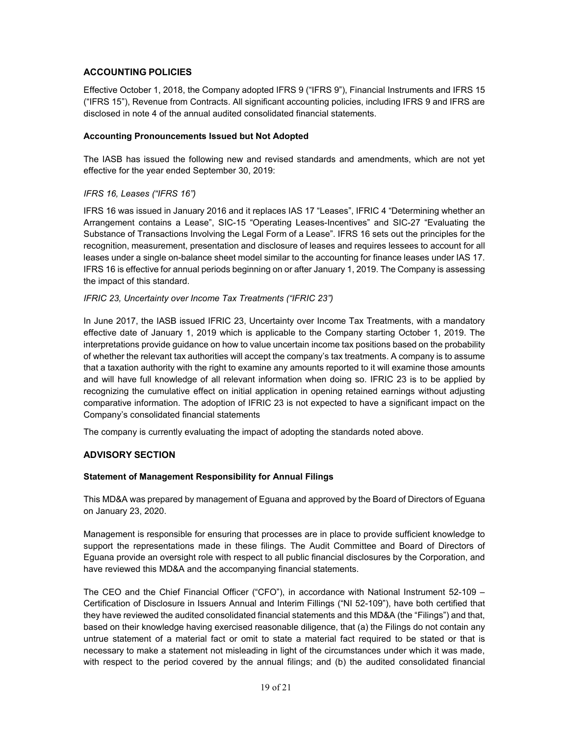## ACCOUNTING POLICIES

Effective October 1, 2018, the Company adopted IFRS 9 ("IFRS 9"), Financial Instruments and IFRS 15 ("IFRS 15"), Revenue from Contracts. All significant accounting policies, including IFRS 9 and IFRS are disclosed in note 4 of the annual audited consolidated financial statements.

### Accounting Pronouncements Issued but Not Adopted

The IASB has issued the following new and revised standards and amendments, which are not yet effective for the year ended September 30, 2019:

*IFRS 16, Leases ("IFRS 16")*

IFRS 16 was issued in January 2016 and it replaces IAS 17 "Leases", IFRIC 4 "Determining whether an Arrangement contains a Lease", SIC-15 "Operating Leases-Incentives" and SIC-27 "Evaluating the Substance of Transactions Involving the Legal Form of a Lease". IFRS 16 sets out the principles for the recognition, measurement, presentation and disclosure of leases and requires lessees to account for all leases under a single on-balance sheet model similar to the accounting for finance leases under IAS 17. IFRS 16 is effective for annual periods beginning on or after January 1, 2019. The Company is assessing the impact of this standard.

*IFRIC 23, Uncertainty over Income Tax Treatments ("IFRIC 23")*

In June 2017, the IASB issued IFRIC 23, Uncertainty over Income Tax Treatments, with a mandatory effective date of January 1, 2019 which is applicable to the Company starting October 1, 2019. The interpretations provide guidance on how to value uncertain income tax positions based on the probability of whether the relevant tax authorities will accept the company's tax treatments. A company is to assume that a taxation authority with the right to examine any amounts reported to it will examine those amounts and will have full knowledge of all relevant information when doing so. IFRIC 23 is to be applied by recognizing the cumulative effect on initial application in opening retained earnings without adjusting comparative information. The adoption of IFRIC 23 is not expected to have a significant impact on the Company's consolidated financial statements

The company is currently evaluating the impact of adopting the standards noted above.

## ADVISORY SECTION

### Statement of Management Responsibility for Annual Filings

This MD&A was prepared by management of Eguana and approved by the Board of Directors of Eguana on January 23, 2020.

Management is responsible for ensuring that processes are in place to provide sufficient knowledge to support the representations made in these filings. The Audit Committee and Board of Directors of Eguana provide an oversight role with respect to all public financial disclosures by the Corporation, and have reviewed this MD&A and the accompanying financial statements.

The CEO and the Chief Financial Officer ("CFO"), in accordance with National Instrument 52-109 – Certification of Disclosure in Issuers Annual and Interim Fillings ("NI 52-109"), have both certified that they have reviewed the audited consolidated financial statements and this MD&A (the "Filings") and that, based on their knowledge having exercised reasonable diligence, that (a) the Filings do not contain any untrue statement of a material fact or omit to state a material fact required to be stated or that is necessary to make a statement not misleading in light of the circumstances under which it was made, with respect to the period covered by the annual filings; and (b) the audited consolidated financial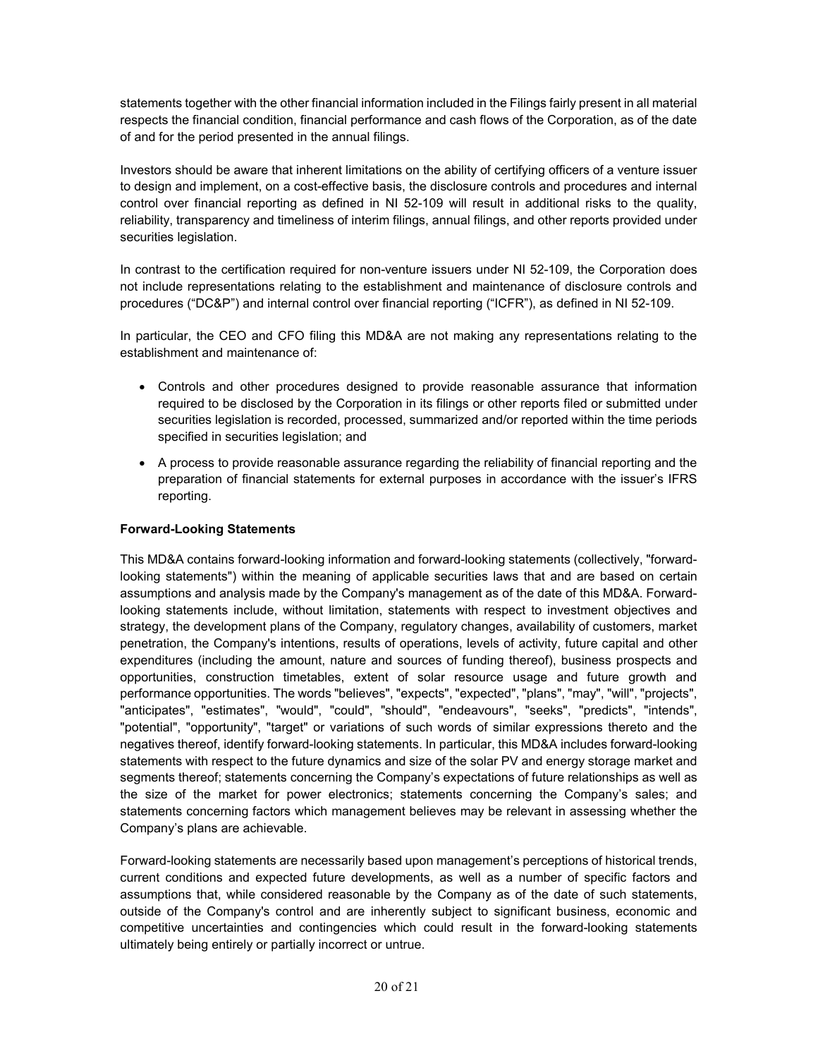statements together with the other financial information included in the Filings fairly present in all material respects the financial condition, financial performance and cash flows of the Corporation, as of the date of and for the period presented in the annual filings.

Investors should be aware that inherent limitations on the ability of certifying officers of a venture issuer to design and implement, on a cost-effective basis, the disclosure controls and procedures and internal control over financial reporting as defined in NI 52-109 will result in additional risks to the quality, reliability, transparency and timeliness of interim filings, annual filings, and other reports provided under securities legislation.

In contrast to the certification required for non-venture issuers under NI 52-109, the Corporation does not include representations relating to the establishment and maintenance of disclosure controls and procedures ("DC&P") and internal control over financial reporting ("ICFR"), as defined in NI 52-109.

In particular, the CEO and CFO filing this MD&A are not making any representations relating to the establishment and maintenance of:

- Controls and other procedures designed to provide reasonable assurance that information required to be disclosed by the Corporation in its filings or other reports filed or submitted under securities legislation is recorded, processed, summarized and/or reported within the time periods specified in securities legislation; and
- A process to provide reasonable assurance regarding the reliability of financial reporting and the preparation of financial statements for external purposes in accordance with the issuer's IFRS reporting.

**Forward-Looking Statements**

This MD&A contains forward-looking information and forward-looking statements (collectively, "forward-looking statements") within the meaning of applicable securities laws that and are based on certain assumptions and analysis made by the Company's management as of the date of this MD&A. Forward-looking statements include, without limitation, statements with respect to investment objectives and strategy, the development plans of the Company, regulatory changes, availability of customers, market penetration, the Company's intentions, results of operations, levels of activity, future capital and other expenditures (including the amount, nature and sources of funding thereof), business prospects and opportunities, construction timetables, extent of solar resource usage and future growth and performance opportunities. The words "believes", "expects", "expected", "plans", "may", "will", "projects", "anticipates", "estimates", "would", "could", "should", "endeavours", "seeks", "predicts", "intends", "potential", "opportunity", "target" or variations of such words of similar expressions thereto and the negatives thereof, identify forward-looking statements. In particular, this MD&A includes forward-looking statements with respect to the future dynamics and size of the solar PV and energy storage market and segments thereof; statements concerning the Company's expectations of future relationships as well as the size of the market for power electronics; statements concerning the Company's sales; and statements concerning factors which management believes may be relevant in assessing whether the Company's plans are achievable.

Forward-looking statements are necessarily based upon management's perceptions of historical trends, current conditions and expected future developments, as well as a number of specific factors and assumptions that, while considered reasonable by the Company as of the date of such statements, outside of the Company's control and are inherently subject to significant business, economic and competitive uncertainties and contingencies which could result in the forward-looking statements ultimately being entirely or partially incorrect or untrue.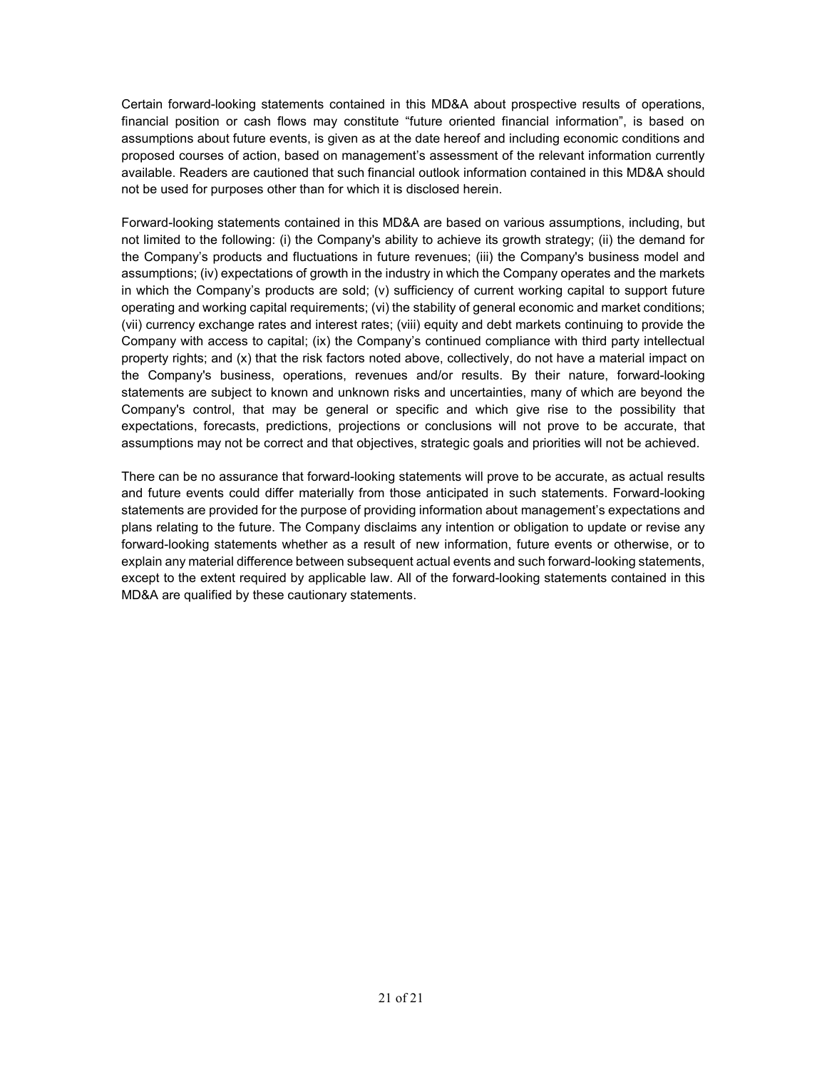Certain forward-looking statements contained in this MD&A about prospective results of operations, financial position or cash flows may constitute "future oriented financial information", is based on assumptions about future events, is given as at the date hereof and including economic conditions and proposed courses of action, based on management's assessment of the relevant information currently available. Readers are cautioned that such financial outlook information contained in this MD&A should not be used for purposes other than for which it is disclosed herein.

Forward-looking statements contained in this MD&A are based on various assumptions, including, but not limited to the following: (i) the Company's ability to achieve its growth strategy; (ii) the demand for the Company's products and fluctuations in future revenues; (iii) the Company's business model and assumptions; (iv) expectations of growth in the industry in which the Company operates and the markets in which the Company's products are sold; (v) sufficiency of current working capital to support future operating and working capital requirements; (vi) the stability of general economic and market conditions; (vii) currency exchange rates and interest rates; (viii) equity and debt markets continuing to provide the Company with access to capital; (ix) the Company's continued compliance with third party intellectual property rights; and (x) that the risk factors noted above, collectively, do not have a material impact on the Company's business, operations, revenues and/or results. By their nature, forward-looking statements are subject to known and unknown risks and uncertainties, many of which are beyond the Company's control, that may be general or specific and which give rise to the possibility that expectations, forecasts, predictions, projections or conclusions will not prove to be accurate, that assumptions may not be correct and that objectives, strategic goals and priorities will not be achieved.

There can be no assurance that forward-looking statements will prove to be accurate, as actual results and future events could differ materially from those anticipated in such statements. Forward-looking statements are provided for the purpose of providing information about management's expectations and plans relating to the future. The Company disclaims any intention or obligation to update or revise any forward-looking statements whether as a result of new information, future events or otherwise, or to explain any material difference between subsequent actual events and such forward-looking statements, except to the extent required by applicable law. All of the forward-looking statements contained in this MD&A are qualified by these cautionary statements.